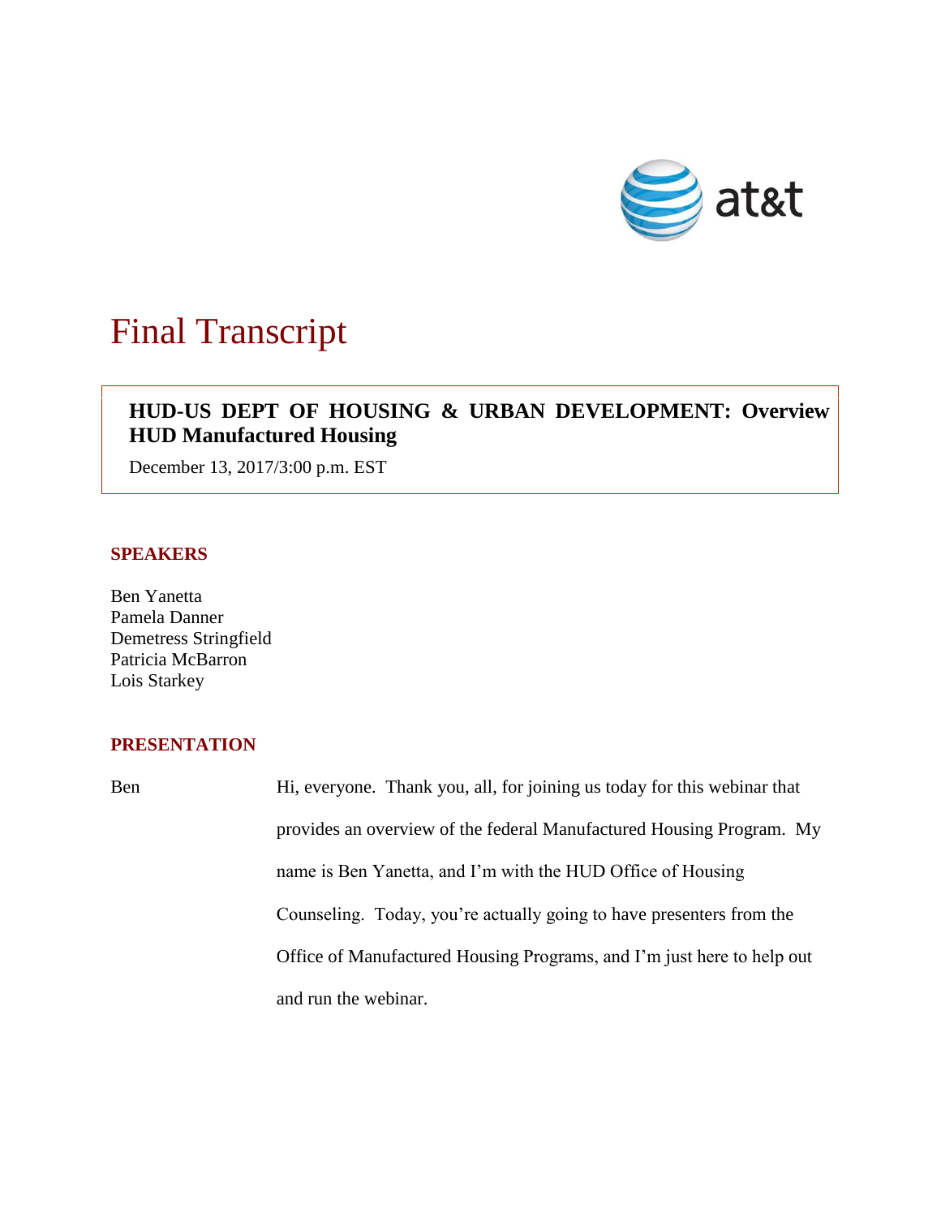# Final Transcript

**HUD-US DEPT OF HOUSING & URBAN DEVELOPMENT: Overview HUD Manufactured Housing**

December 13, 2017/3:00 p.m. EST

## SPEAKERS

Ben Yanetta
Pamela Danner
Demetress Stringfield
Patricia McBarron
Lois Starkey

## PRESENTATION

Ben Hi, everyone. Thank you, all, for joining us today for this webinar that provides an overview of the federal Manufactured Housing Program. My name is Ben Yanetta, and I'm with the HUD Office of Housing Counseling. Today, you're actually going to have presenters from the Office of Manufactured Housing Programs, and I'm just here to help out and run the webinar.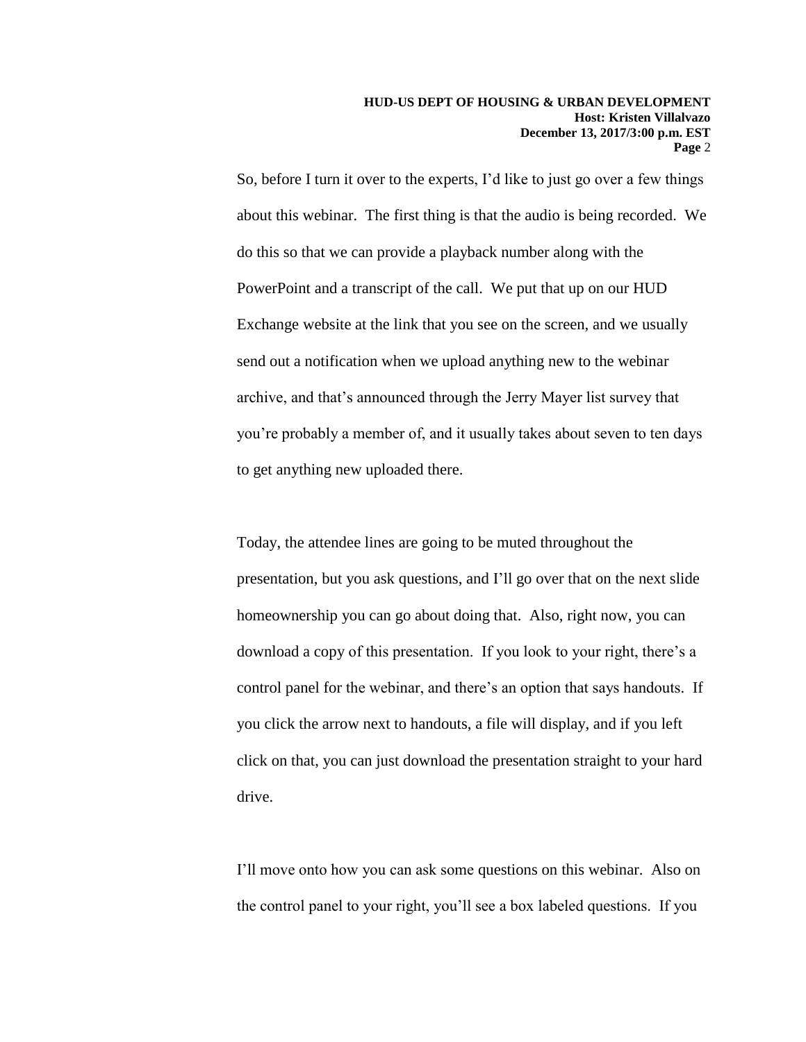So, before I turn it over to the experts, I'd like to just go over a few things about this webinar. The first thing is that the audio is being recorded. We do this so that we can provide a playback number along with the PowerPoint and a transcript of the call. We put that up on our HUD Exchange website at the link that you see on the screen, and we usually send out a notification when we upload anything new to the webinar archive, and that's announced through the Jerry Mayer list survey that you're probably a member of, and it usually takes about seven to ten days to get anything new uploaded there.

Today, the attendee lines are going to be muted throughout the presentation, but you ask questions, and I'll go over that on the next slide homeownership you can go about doing that. Also, right now, you can download a copy of this presentation. If you look to your right, there's a control panel for the webinar, and there's an option that says handouts. If you click the arrow next to handouts, a file will display, and if you left click on that, you can just download the presentation straight to your hard drive.

I'll move onto how you can ask some questions on this webinar. Also on the control panel to your right, you'll see a box labeled questions. If you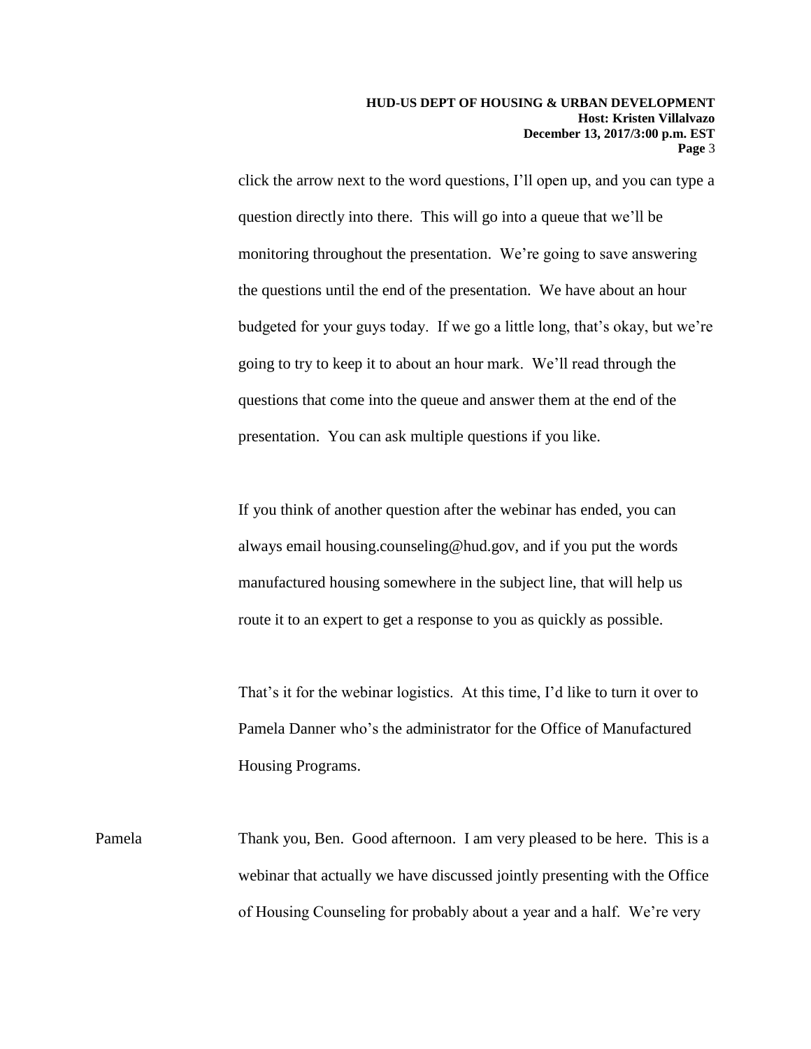click the arrow next to the word questions, I'll open up, and you can type a question directly into there. This will go into a queue that we'll be monitoring throughout the presentation. We're going to save answering the questions until the end of the presentation. We have about an hour budgeted for your guys today. If we go a little long, that's okay, but we're going to try to keep it to about an hour mark. We'll read through the questions that come into the queue and answer them at the end of the presentation. You can ask multiple questions if you like.

If you think of another question after the webinar has ended, you can always email housing.counseling@hud.gov, and if you put the words manufactured housing somewhere in the subject line, that will help us route it to an expert to get a response to you as quickly as possible.

That's it for the webinar logistics. At this time, I'd like to turn it over to Pamela Danner who's the administrator for the Office of Manufactured Housing Programs.

Pamela Thank you, Ben. Good afternoon. I am very pleased to be here. This is a webinar that actually we have discussed jointly presenting with the Office of Housing Counseling for probably about a year and a half. We're very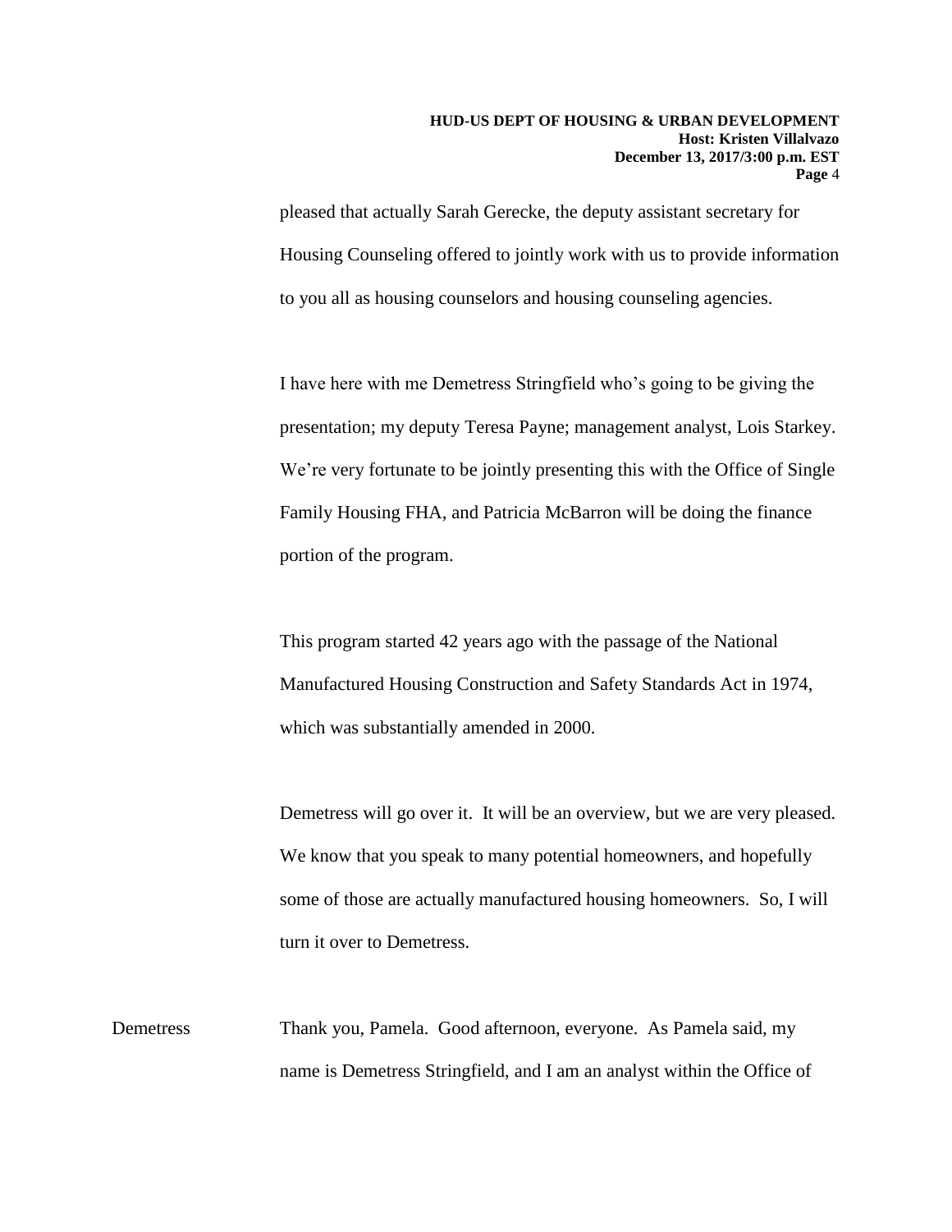pleased that actually Sarah Gerecke, the deputy assistant secretary for Housing Counseling offered to jointly work with us to provide information to you all as housing counselors and housing counseling agencies.

I have here with me Demetress Stringfield who's going to be giving the presentation; my deputy Teresa Payne; management analyst, Lois Starkey. We're very fortunate to be jointly presenting this with the Office of Single Family Housing FHA, and Patricia McBarron will be doing the finance portion of the program.

This program started 42 years ago with the passage of the National Manufactured Housing Construction and Safety Standards Act in 1974, which was substantially amended in 2000.

Demetress will go over it. It will be an overview, but we are very pleased. We know that you speak to many potential homeowners, and hopefully some of those are actually manufactured housing homeowners. So, I will turn it over to Demetress.

Demetress: Thank you, Pamela. Good afternoon, everyone. As Pamela said, my name is Demetress Stringfield, and I am an analyst within the Office of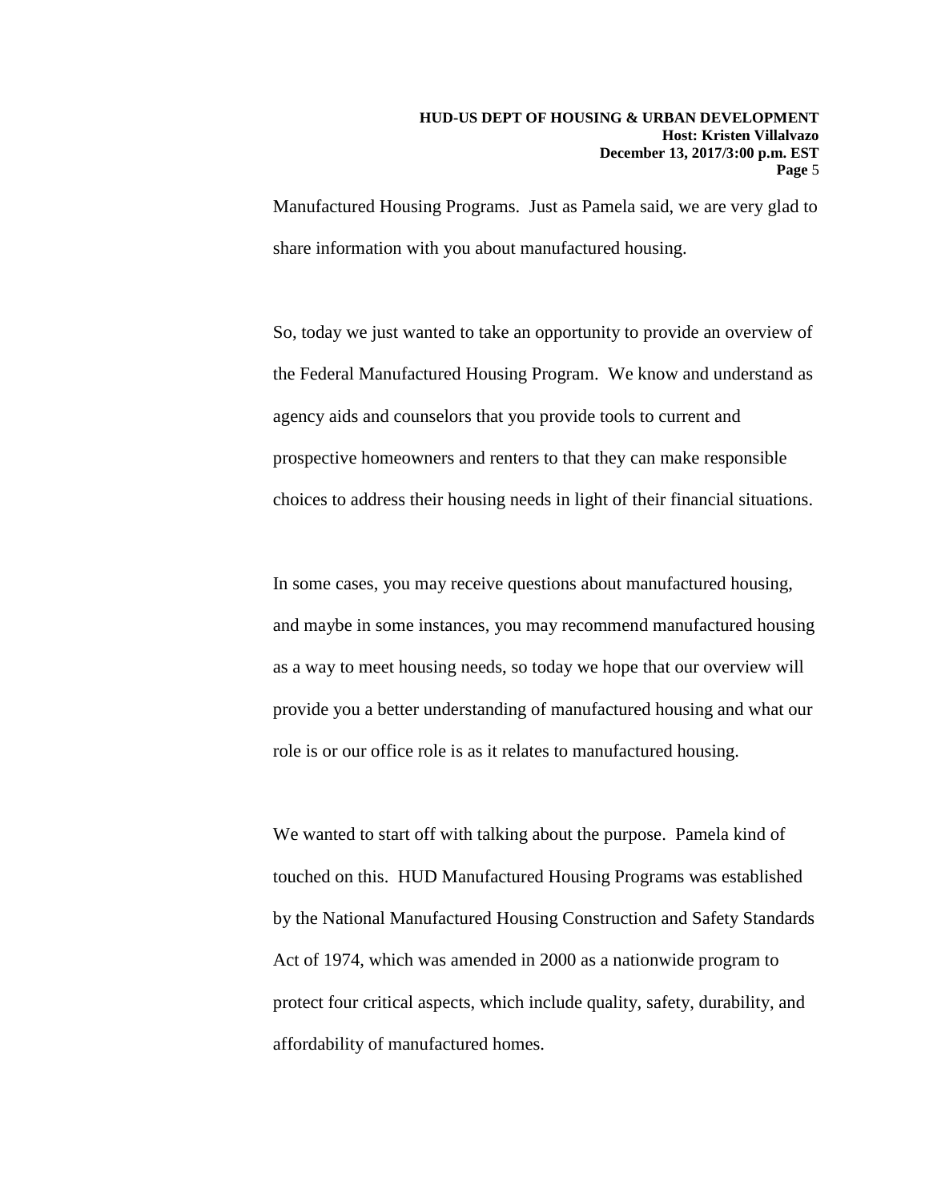Manufactured Housing Programs. Just as Pamela said, we are very glad to share information with you about manufactured housing.

So, today we just wanted to take an opportunity to provide an overview of the Federal Manufactured Housing Program. We know and understand as agency aids and counselors that you provide tools to current and prospective homeowners and renters to that they can make responsible choices to address their housing needs in light of their financial situations.

In some cases, you may receive questions about manufactured housing, and maybe in some instances, you may recommend manufactured housing as a way to meet housing needs, so today we hope that our overview will provide you a better understanding of manufactured housing and what our role is or our office role is as it relates to manufactured housing.

We wanted to start off with talking about the purpose. Pamela kind of touched on this. HUD Manufactured Housing Programs was established by the National Manufactured Housing Construction and Safety Standards Act of 1974, which was amended in 2000 as a nationwide program to protect four critical aspects, which include quality, safety, durability, and affordability of manufactured homes.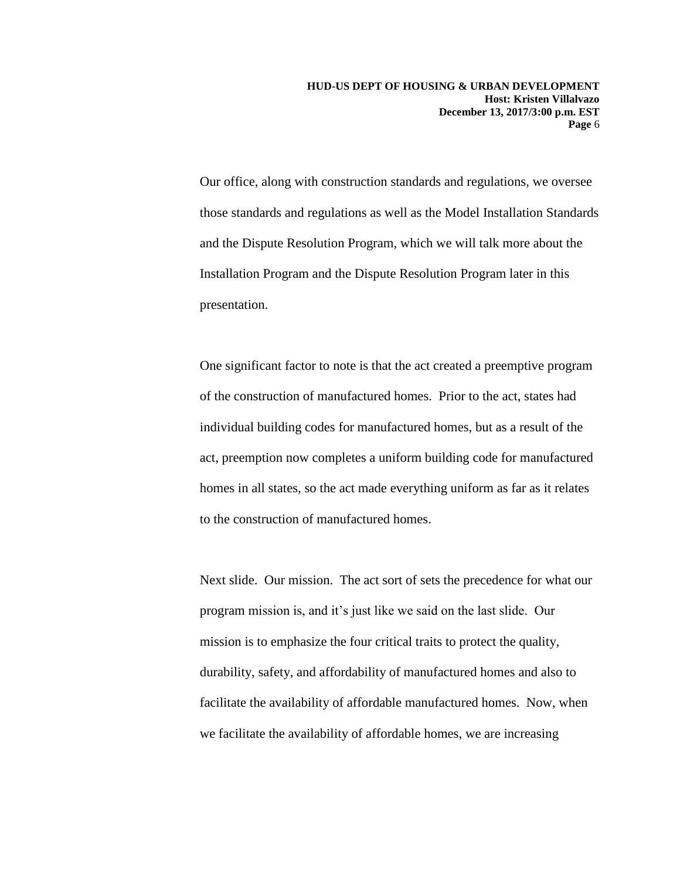Our office, along with construction standards and regulations, we oversee those standards and regulations as well as the Model Installation Standards and the Dispute Resolution Program, which we will talk more about the Installation Program and the Dispute Resolution Program later in this presentation.

One significant factor to note is that the act created a preemptive program of the construction of manufactured homes. Prior to the act, states had individual building codes for manufactured homes, but as a result of the act, preemption now completes a uniform building code for manufactured homes in all states, so the act made everything uniform as far as it relates to the construction of manufactured homes.

Next slide. Our mission. The act sort of sets the precedence for what our program mission is, and it's just like we said on the last slide. Our mission is to emphasize the four critical traits to protect the quality, durability, safety, and affordability of manufactured homes and also to facilitate the availability of affordable manufactured homes. Now, when we facilitate the availability of affordable homes, we are increasing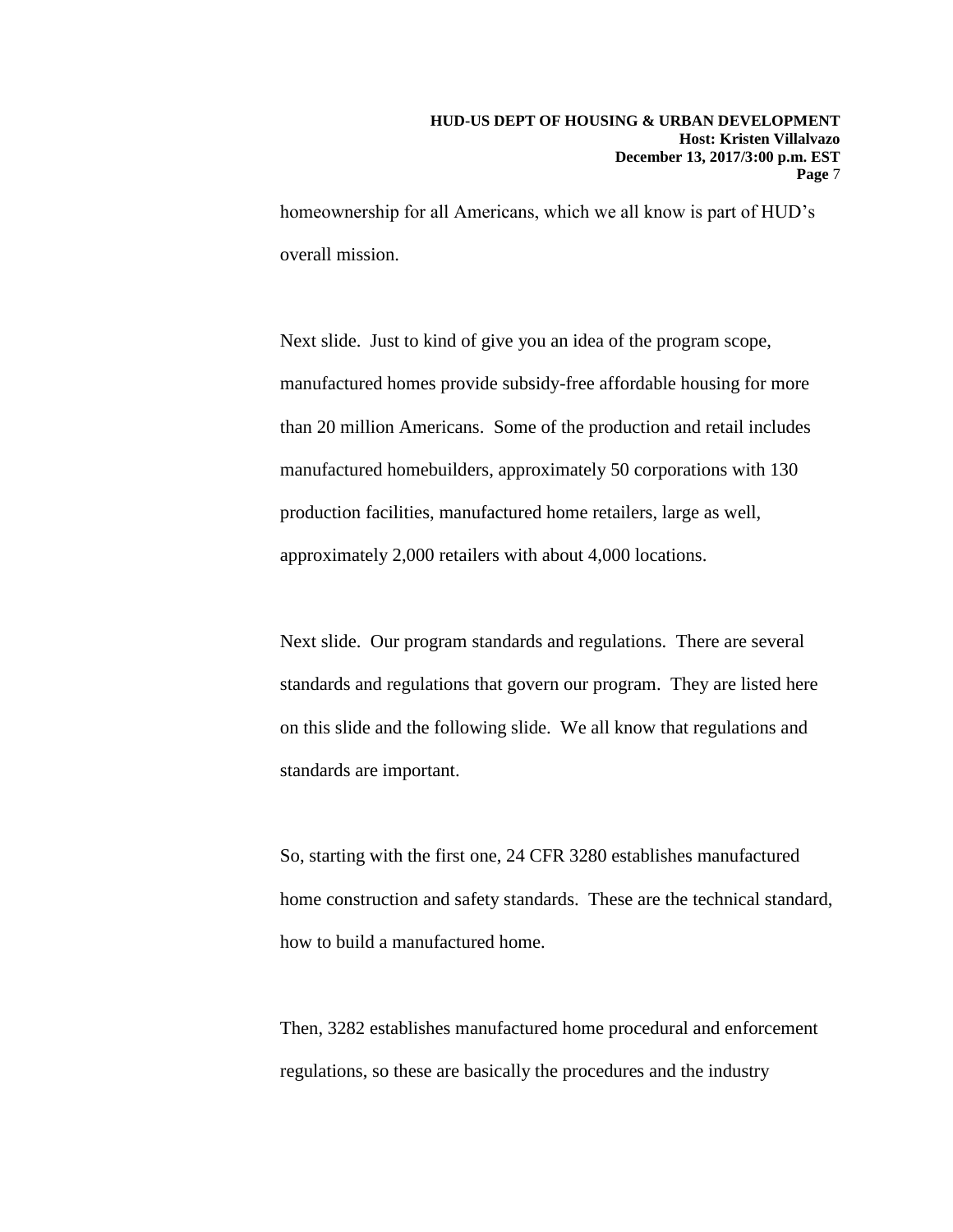homeownership for all Americans, which we all know is part of HUD's overall mission.

Next slide. Just to kind of give you an idea of the program scope, manufactured homes provide subsidy-free affordable housing for more than 20 million Americans. Some of the production and retail includes manufactured homebuilders, approximately 50 corporations with 130 production facilities, manufactured home retailers, large as well, approximately 2,000 retailers with about 4,000 locations.

Next slide. Our program standards and regulations. There are several standards and regulations that govern our program. They are listed here on this slide and the following slide. We all know that regulations and standards are important.

So, starting with the first one, 24 CFR 3280 establishes manufactured home construction and safety standards. These are the technical standard, how to build a manufactured home.

Then, 3282 establishes manufactured home procedural and enforcement regulations, so these are basically the procedures and the industry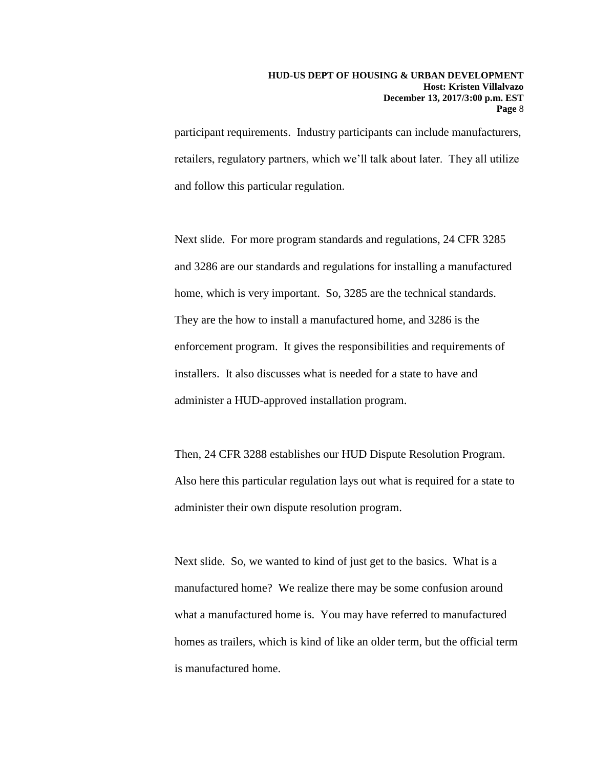participant requirements. Industry participants can include manufacturers, retailers, regulatory partners, which we'll talk about later. They all utilize and follow this particular regulation.

Next slide. For more program standards and regulations, 24 CFR 3285 and 3286 are our standards and regulations for installing a manufactured home, which is very important. So, 3285 are the technical standards. They are the how to install a manufactured home, and 3286 is the enforcement program. It gives the responsibilities and requirements of installers. It also discusses what is needed for a state to have and administer a HUD-approved installation program.

Then, 24 CFR 3288 establishes our HUD Dispute Resolution Program. Also here this particular regulation lays out what is required for a state to administer their own dispute resolution program.

Next slide. So, we wanted to kind of just get to the basics. What is a manufactured home? We realize there may be some confusion around what a manufactured home is. You may have referred to manufactured homes as trailers, which is kind of like an older term, but the official term is manufactured home.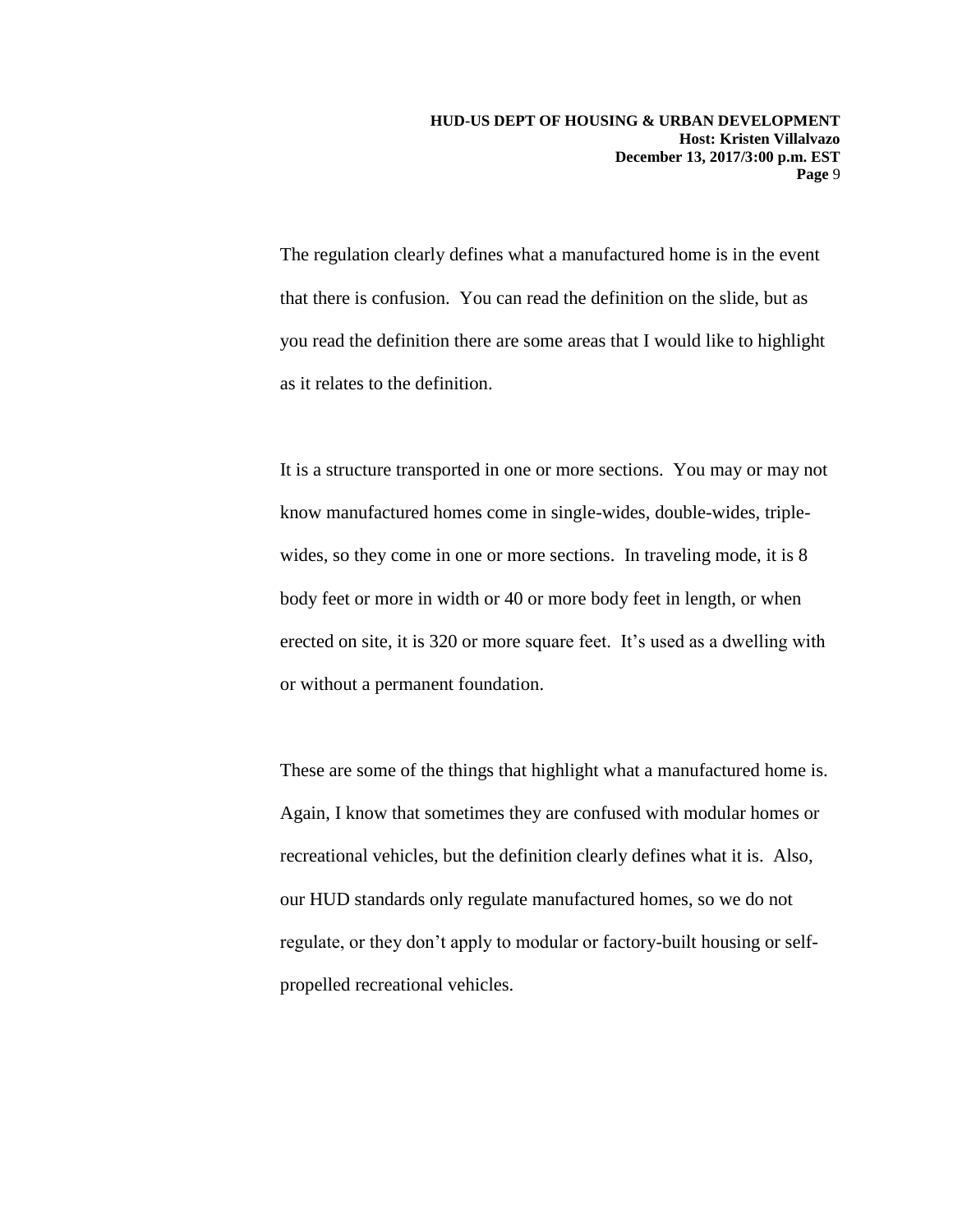The regulation clearly defines what a manufactured home is in the event that there is confusion. You can read the definition on the slide, but as you read the definition there are some areas that I would like to highlight as it relates to the definition.

It is a structure transported in one or more sections. You may or may not know manufactured homes come in single-wides, double-wides, triple-wides, so they come in one or more sections. In traveling mode, it is 8 body feet or more in width or 40 or more body feet in length, or when erected on site, it is 320 or more square feet. It's used as a dwelling with or without a permanent foundation.

These are some of the things that highlight what a manufactured home is. Again, I know that sometimes they are confused with modular homes or recreational vehicles, but the definition clearly defines what it is. Also, our HUD standards only regulate manufactured homes, so we do not regulate, or they don't apply to modular or factory-built housing or self-propelled recreational vehicles.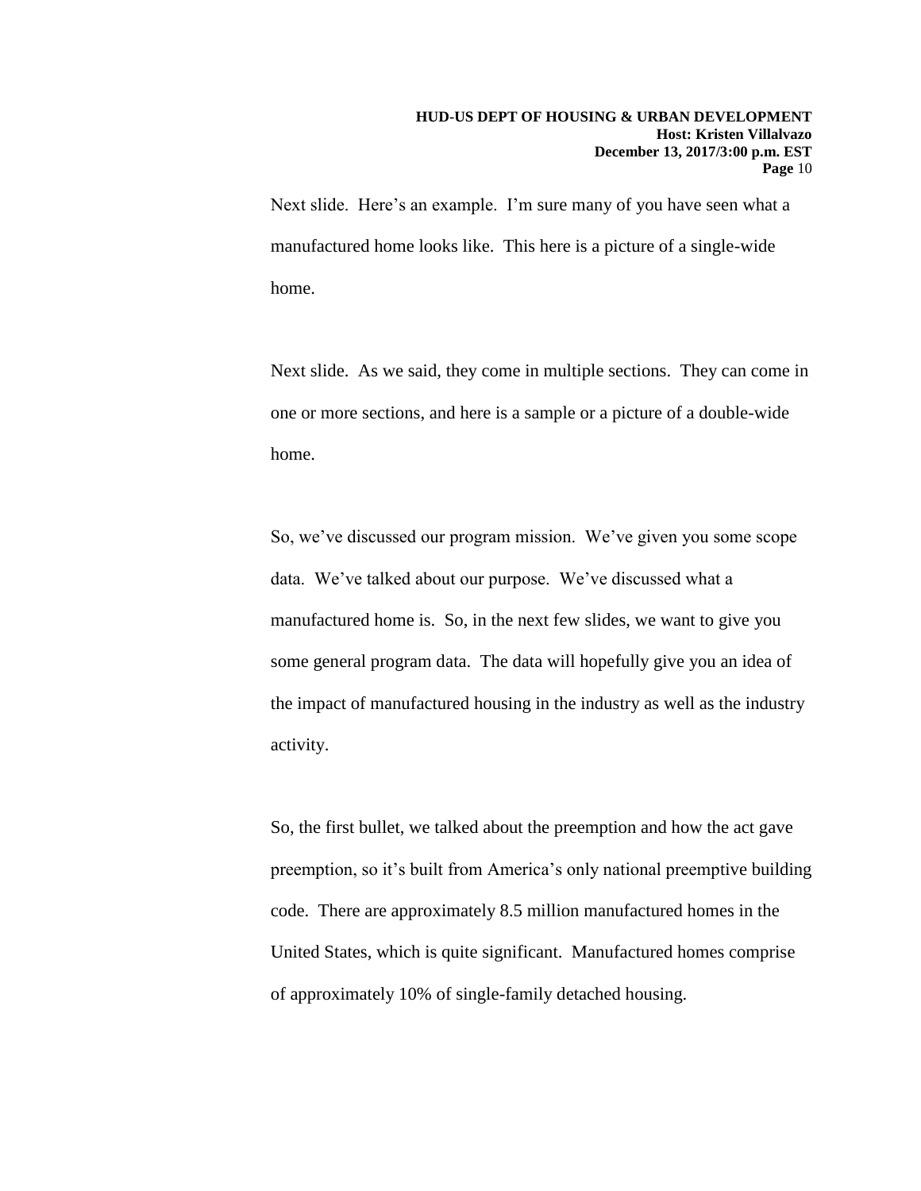Next slide. Here's an example. I'm sure many of you have seen what a manufactured home looks like. This here is a picture of a single-wide home.

Next slide. As we said, they come in multiple sections. They can come in one or more sections, and here is a sample or a picture of a double-wide home.

So, we've discussed our program mission. We've given you some scope data. We've talked about our purpose. We've discussed what a manufactured home is. So, in the next few slides, we want to give you some general program data. The data will hopefully give you an idea of the impact of manufactured housing in the industry as well as the industry activity.

So, the first bullet, we talked about the preemption and how the act gave preemption, so it's built from America's only national preemptive building code. There are approximately 8.5 million manufactured homes in the United States, which is quite significant. Manufactured homes comprise of approximately 10% of single-family detached housing.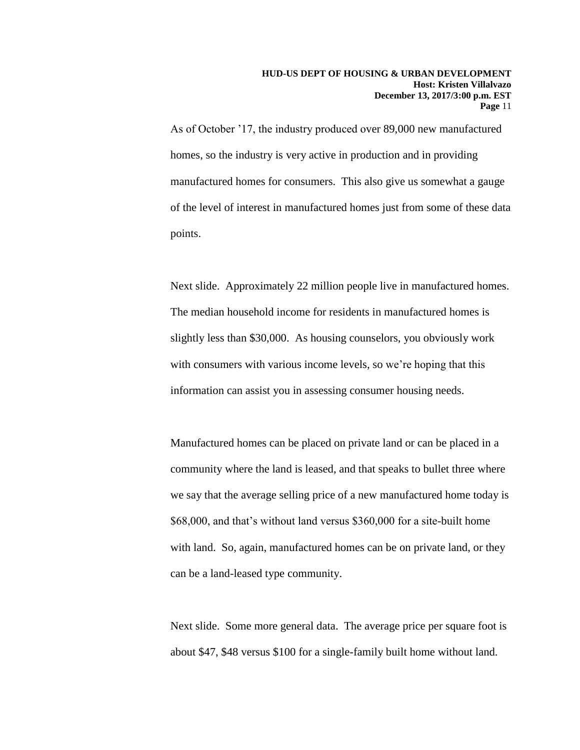As of October '17, the industry produced over 89,000 new manufactured homes, so the industry is very active in production and in providing manufactured homes for consumers. This also give us somewhat a gauge of the level of interest in manufactured homes just from some of these data points.

Next slide. Approximately 22 million people live in manufactured homes. The median household income for residents in manufactured homes is slightly less than $30,000. As housing counselors, you obviously work with consumers with various income levels, so we're hoping that this information can assist you in assessing consumer housing needs.

Manufactured homes can be placed on private land or can be placed in a community where the land is leased, and that speaks to bullet three where we say that the average selling price of a new manufactured home today is $68,000, and that's without land versus $360,000 for a site-built home with land. So, again, manufactured homes can be on private land, or they can be a land-leased type community.

Next slide. Some more general data. The average price per square foot is about $47, $48 versus $100 for a single-family built home without land.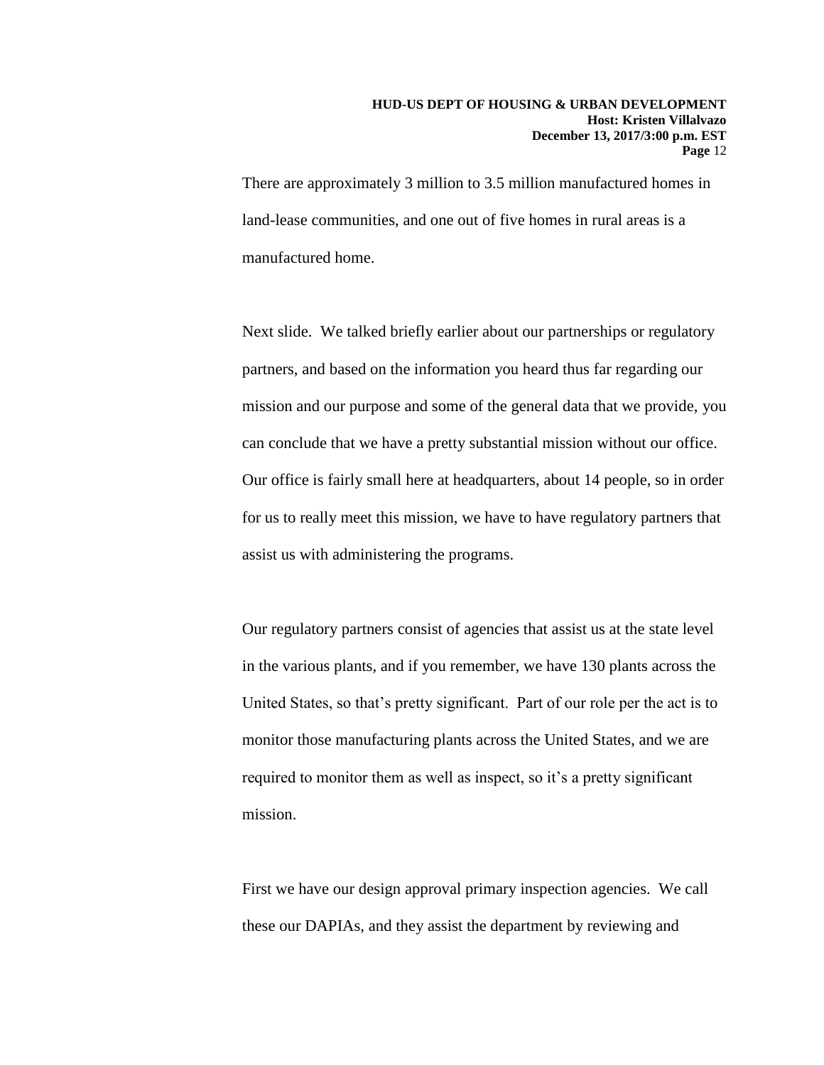There are approximately 3 million to 3.5 million manufactured homes in land-lease communities, and one out of five homes in rural areas is a manufactured home.

Next slide. We talked briefly earlier about our partnerships or regulatory partners, and based on the information you heard thus far regarding our mission and our purpose and some of the general data that we provide, you can conclude that we have a pretty substantial mission without our office. Our office is fairly small here at headquarters, about 14 people, so in order for us to really meet this mission, we have to have regulatory partners that assist us with administering the programs.

Our regulatory partners consist of agencies that assist us at the state level in the various plants, and if you remember, we have 130 plants across the United States, so that's pretty significant. Part of our role per the act is to monitor those manufacturing plants across the United States, and we are required to monitor them as well as inspect, so it's a pretty significant mission.

First we have our design approval primary inspection agencies. We call these our DAPIAs, and they assist the department by reviewing and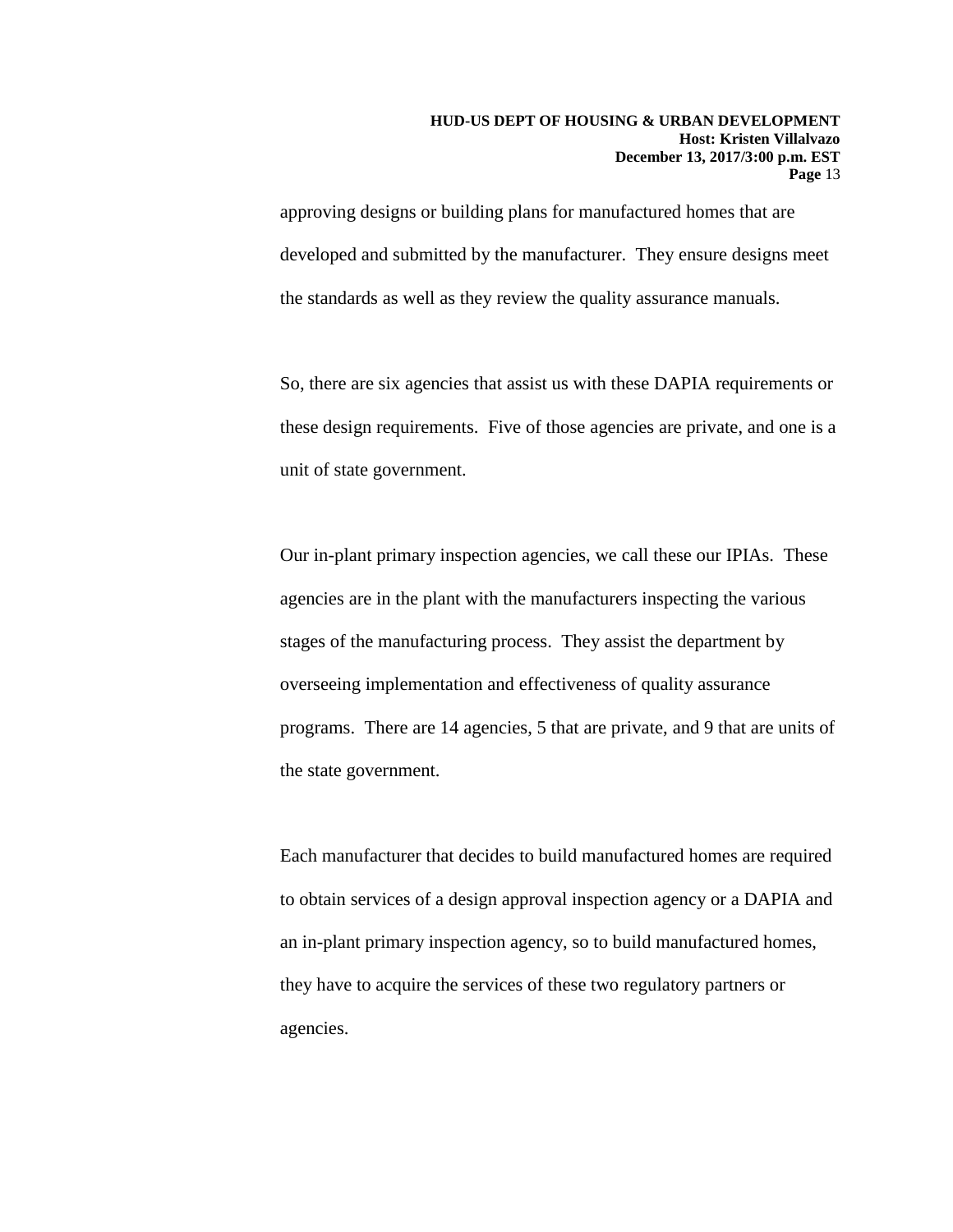approving designs or building plans for manufactured homes that are developed and submitted by the manufacturer. They ensure designs meet the standards as well as they review the quality assurance manuals.

So, there are six agencies that assist us with these DAPIA requirements or these design requirements. Five of those agencies are private, and one is a unit of state government.

Our in-plant primary inspection agencies, we call these our IPIAs. These agencies are in the plant with the manufacturers inspecting the various stages of the manufacturing process. They assist the department by overseeing implementation and effectiveness of quality assurance programs. There are 14 agencies, 5 that are private, and 9 that are units of the state government.

Each manufacturer that decides to build manufactured homes are required to obtain services of a design approval inspection agency or a DAPIA and an in-plant primary inspection agency, so to build manufactured homes, they have to acquire the services of these two regulatory partners or agencies.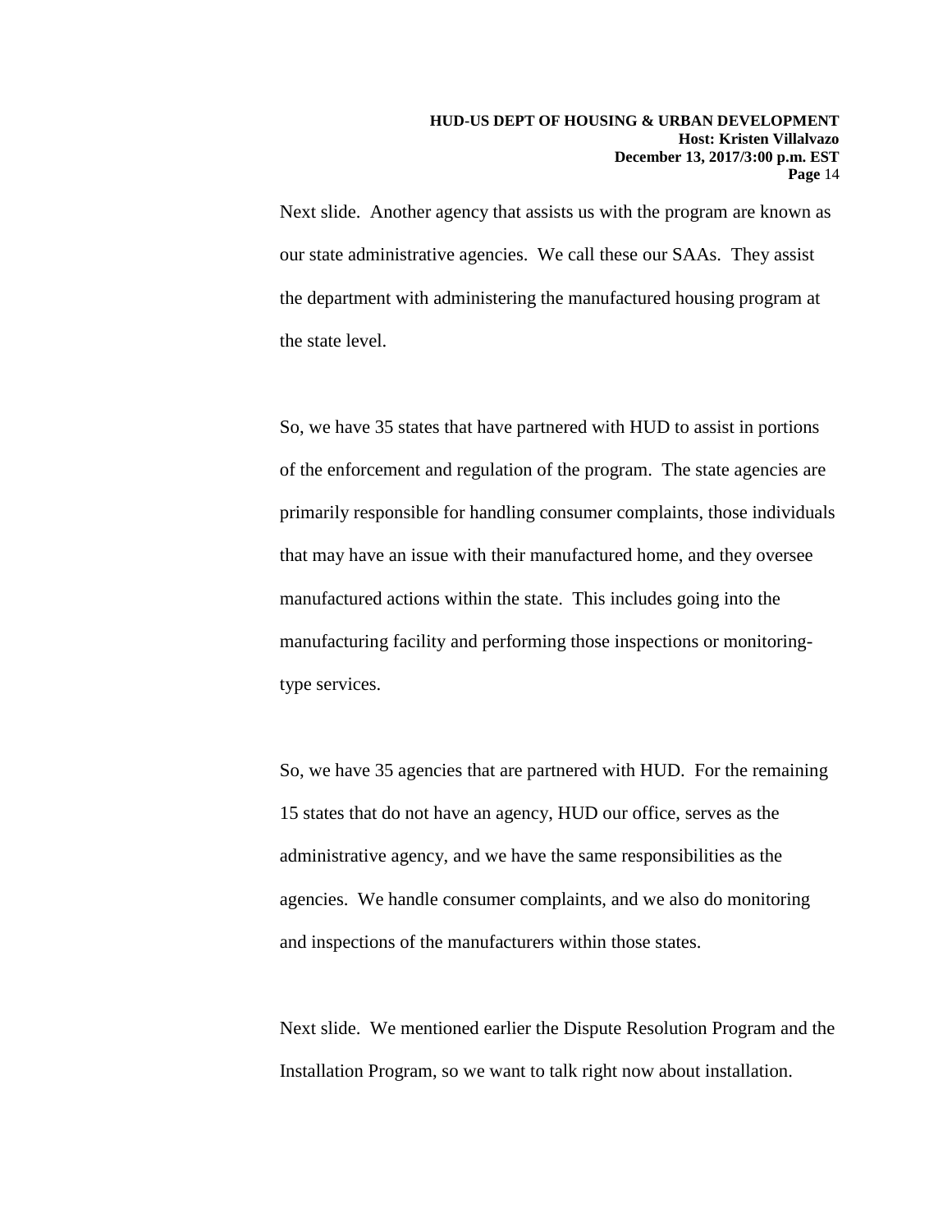Next slide. Another agency that assists us with the program are known as our state administrative agencies. We call these our SAAs. They assist the department with administering the manufactured housing program at the state level.

So, we have 35 states that have partnered with HUD to assist in portions of the enforcement and regulation of the program. The state agencies are primarily responsible for handling consumer complaints, those individuals that may have an issue with their manufactured home, and they oversee manufactured actions within the state. This includes going into the manufacturing facility and performing those inspections or monitoring-type services.

So, we have 35 agencies that are partnered with HUD. For the remaining 15 states that do not have an agency, HUD our office, serves as the administrative agency, and we have the same responsibilities as the agencies. We handle consumer complaints, and we also do monitoring and inspections of the manufacturers within those states.

Next slide. We mentioned earlier the Dispute Resolution Program and the Installation Program, so we want to talk right now about installation.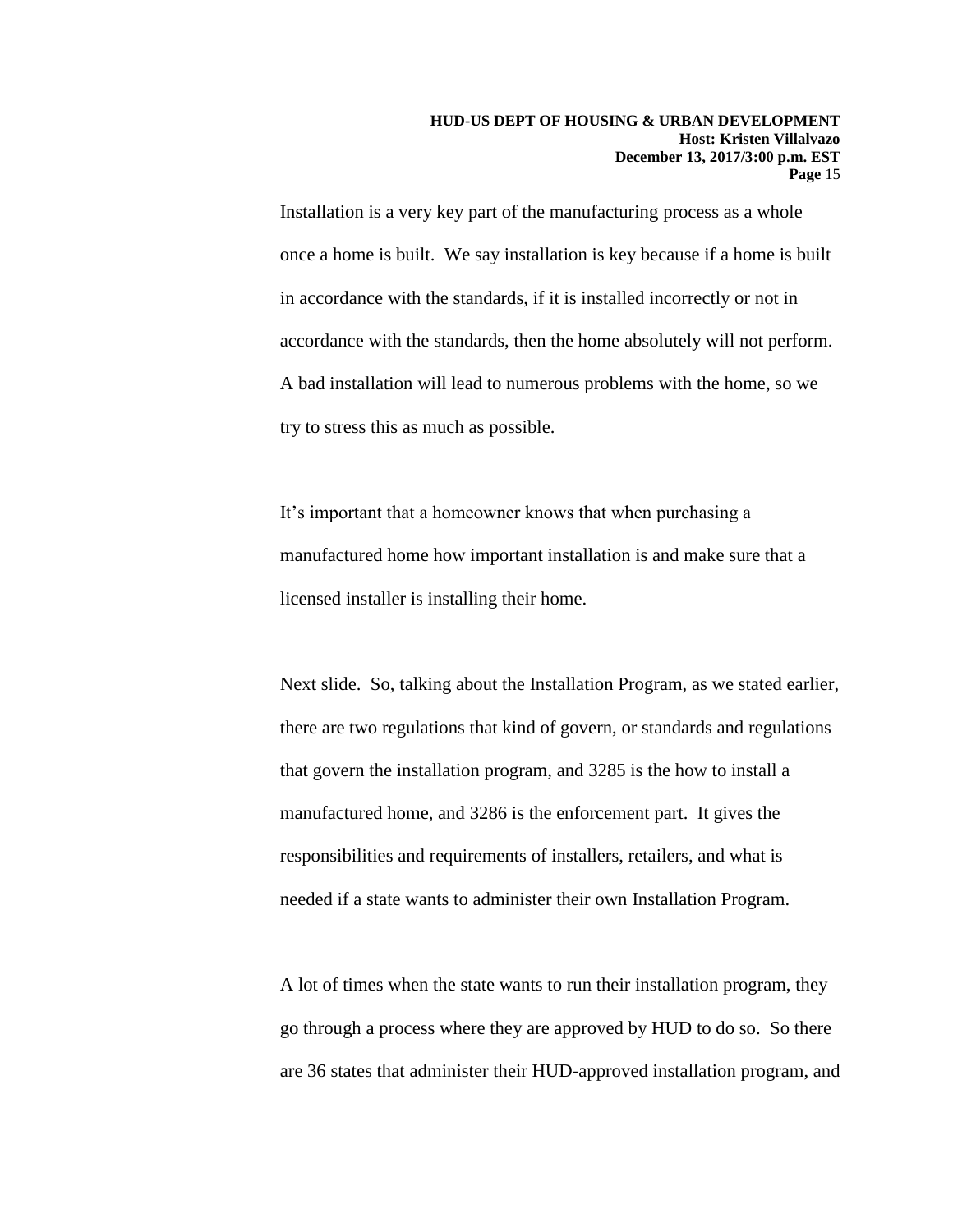Installation is a very key part of the manufacturing process as a whole once a home is built. We say installation is key because if a home is built in accordance with the standards, if it is installed incorrectly or not in accordance with the standards, then the home absolutely will not perform. A bad installation will lead to numerous problems with the home, so we try to stress this as much as possible.

It's important that a homeowner knows that when purchasing a manufactured home how important installation is and make sure that a licensed installer is installing their home.

Next slide. So, talking about the Installation Program, as we stated earlier, there are two regulations that kind of govern, or standards and regulations that govern the installation program, and 3285 is the how to install a manufactured home, and 3286 is the enforcement part. It gives the responsibilities and requirements of installers, retailers, and what is needed if a state wants to administer their own Installation Program.

A lot of times when the state wants to run their installation program, they go through a process where they are approved by HUD to do so. So there are 36 states that administer their HUD-approved installation program, and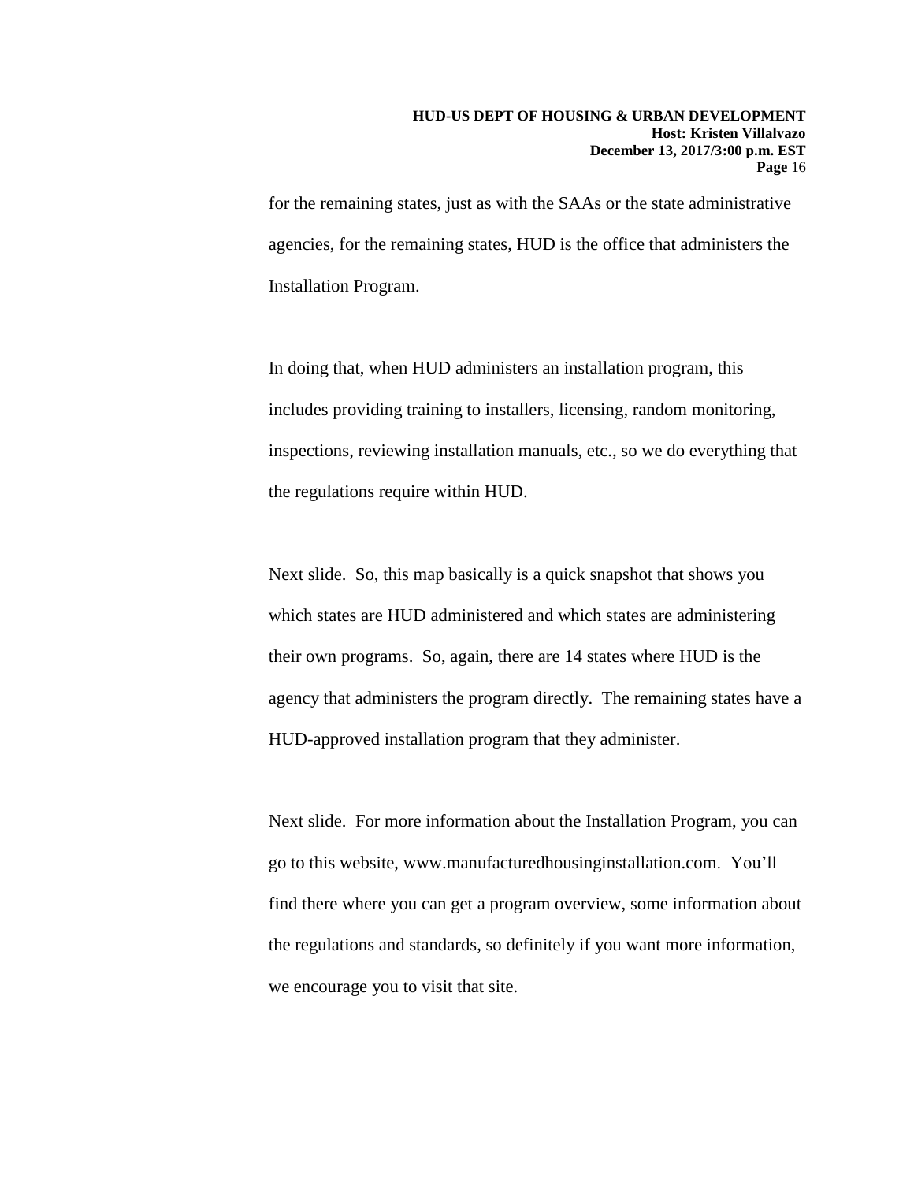for the remaining states, just as with the SAAs or the state administrative agencies, for the remaining states, HUD is the office that administers the Installation Program.

In doing that, when HUD administers an installation program, this includes providing training to installers, licensing, random monitoring, inspections, reviewing installation manuals, etc., so we do everything that the regulations require within HUD.

Next slide. So, this map basically is a quick snapshot that shows you which states are HUD administered and which states are administering their own programs. So, again, there are 14 states where HUD is the agency that administers the program directly. The remaining states have a HUD-approved installation program that they administer.

Next slide. For more information about the Installation Program, you can go to this website, www.manufacturedhousinginstallation.com. You'll find there where you can get a program overview, some information about the regulations and standards, so definitely if you want more information, we encourage you to visit that site.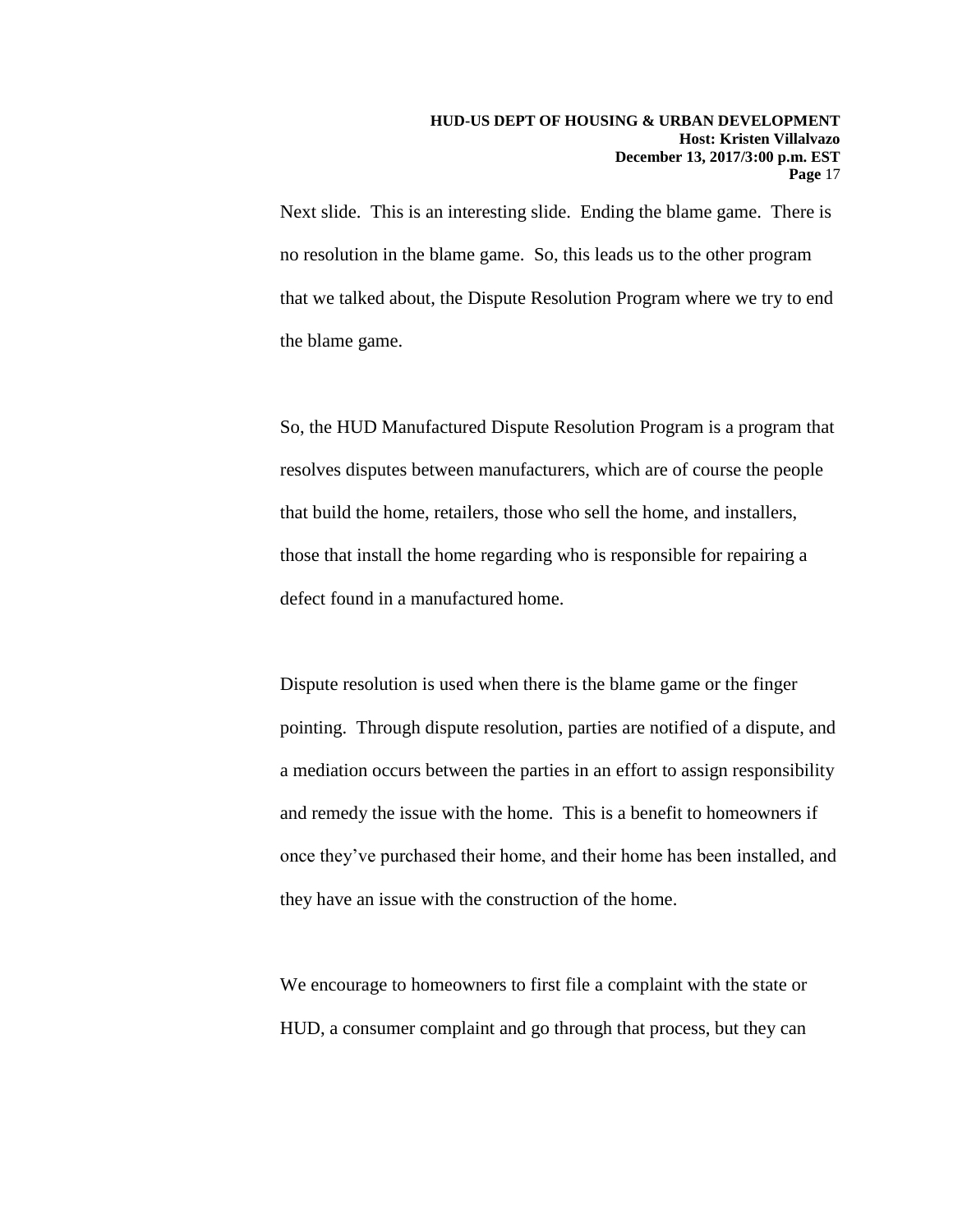Next slide. This is an interesting slide. Ending the blame game. There is no resolution in the blame game. So, this leads us to the other program that we talked about, the Dispute Resolution Program where we try to end the blame game.

So, the HUD Manufactured Dispute Resolution Program is a program that resolves disputes between manufacturers, which are of course the people that build the home, retailers, those who sell the home, and installers, those that install the home regarding who is responsible for repairing a defect found in a manufactured home.

Dispute resolution is used when there is the blame game or the finger pointing. Through dispute resolution, parties are notified of a dispute, and a mediation occurs between the parties in an effort to assign responsibility and remedy the issue with the home. This is a benefit to homeowners if once they've purchased their home, and their home has been installed, and they have an issue with the construction of the home.

We encourage to homeowners to first file a complaint with the state or HUD, a consumer complaint and go through that process, but they can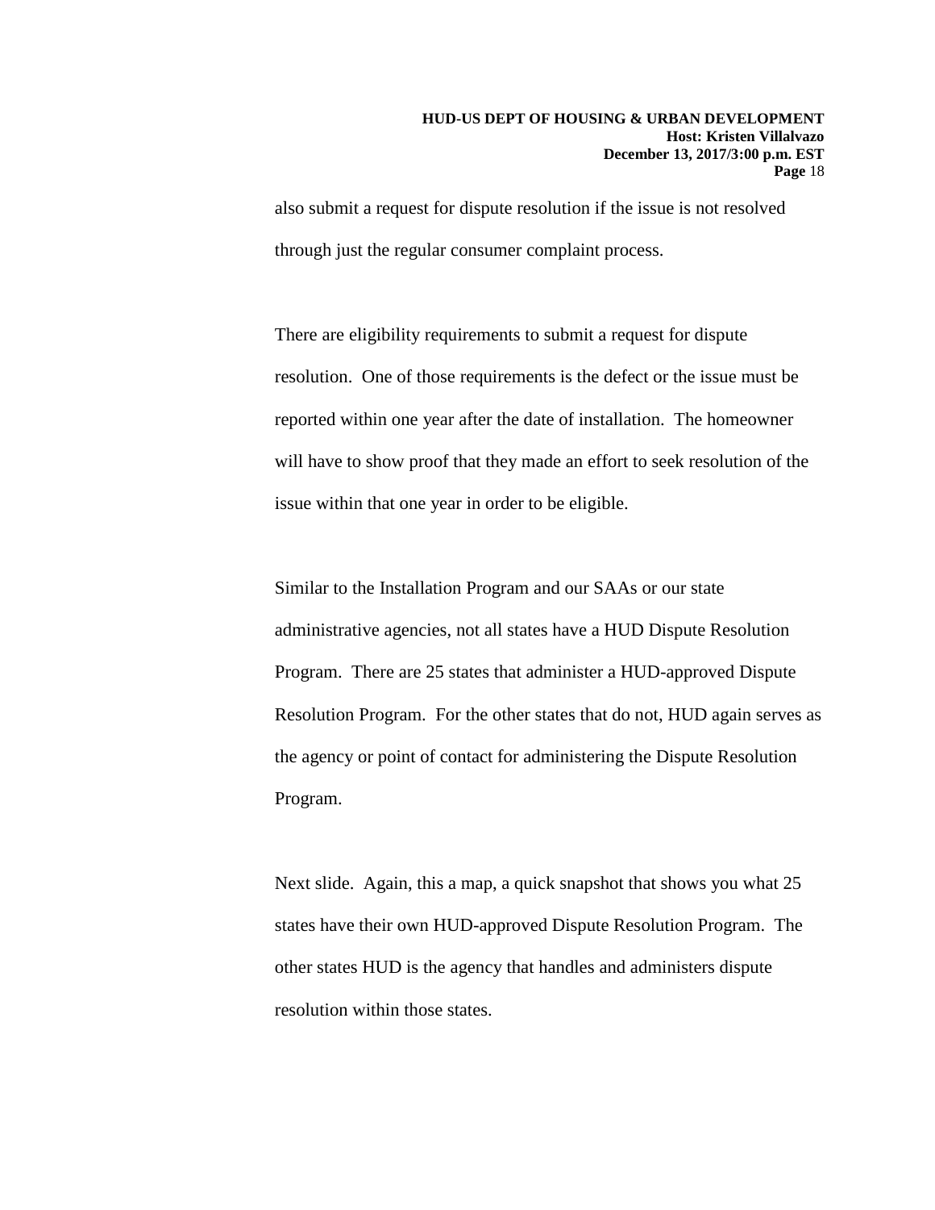also submit a request for dispute resolution if the issue is not resolved through just the regular consumer complaint process.

There are eligibility requirements to submit a request for dispute resolution. One of those requirements is the defect or the issue must be reported within one year after the date of installation. The homeowner will have to show proof that they made an effort to seek resolution of the issue within that one year in order to be eligible.

Similar to the Installation Program and our SAAs or our state administrative agencies, not all states have a HUD Dispute Resolution Program. There are 25 states that administer a HUD-approved Dispute Resolution Program. For the other states that do not, HUD again serves as the agency or point of contact for administering the Dispute Resolution Program.

Next slide. Again, this a map, a quick snapshot that shows you what 25 states have their own HUD-approved Dispute Resolution Program. The other states HUD is the agency that handles and administers dispute resolution within those states.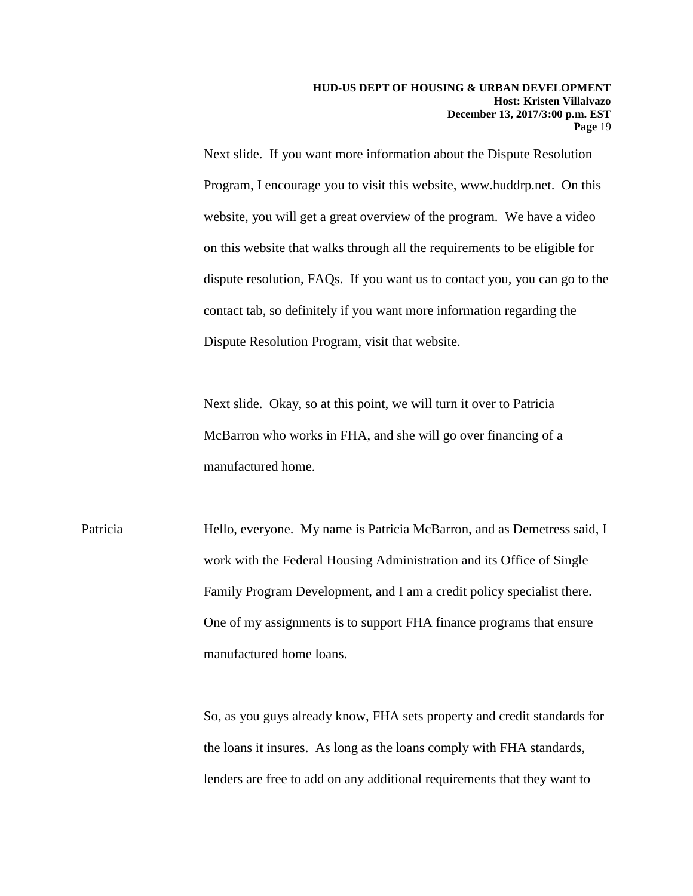Next slide. If you want more information about the Dispute Resolution Program, I encourage you to visit this website, www.huddrp.net. On this website, you will get a great overview of the program. We have a video on this website that walks through all the requirements to be eligible for dispute resolution, FAQs. If you want us to contact you, you can go to the contact tab, so definitely if you want more information regarding the Dispute Resolution Program, visit that website.

Next slide. Okay, so at this point, we will turn it over to Patricia McBarron who works in FHA, and she will go over financing of a manufactured home.

Patricia Hello, everyone. My name is Patricia McBarron, and as Demetress said, I work with the Federal Housing Administration and its Office of Single Family Program Development, and I am a credit policy specialist there. One of my assignments is to support FHA finance programs that ensure manufactured home loans.

So, as you guys already know, FHA sets property and credit standards for the loans it insures. As long as the loans comply with FHA standards, lenders are free to add on any additional requirements that they want to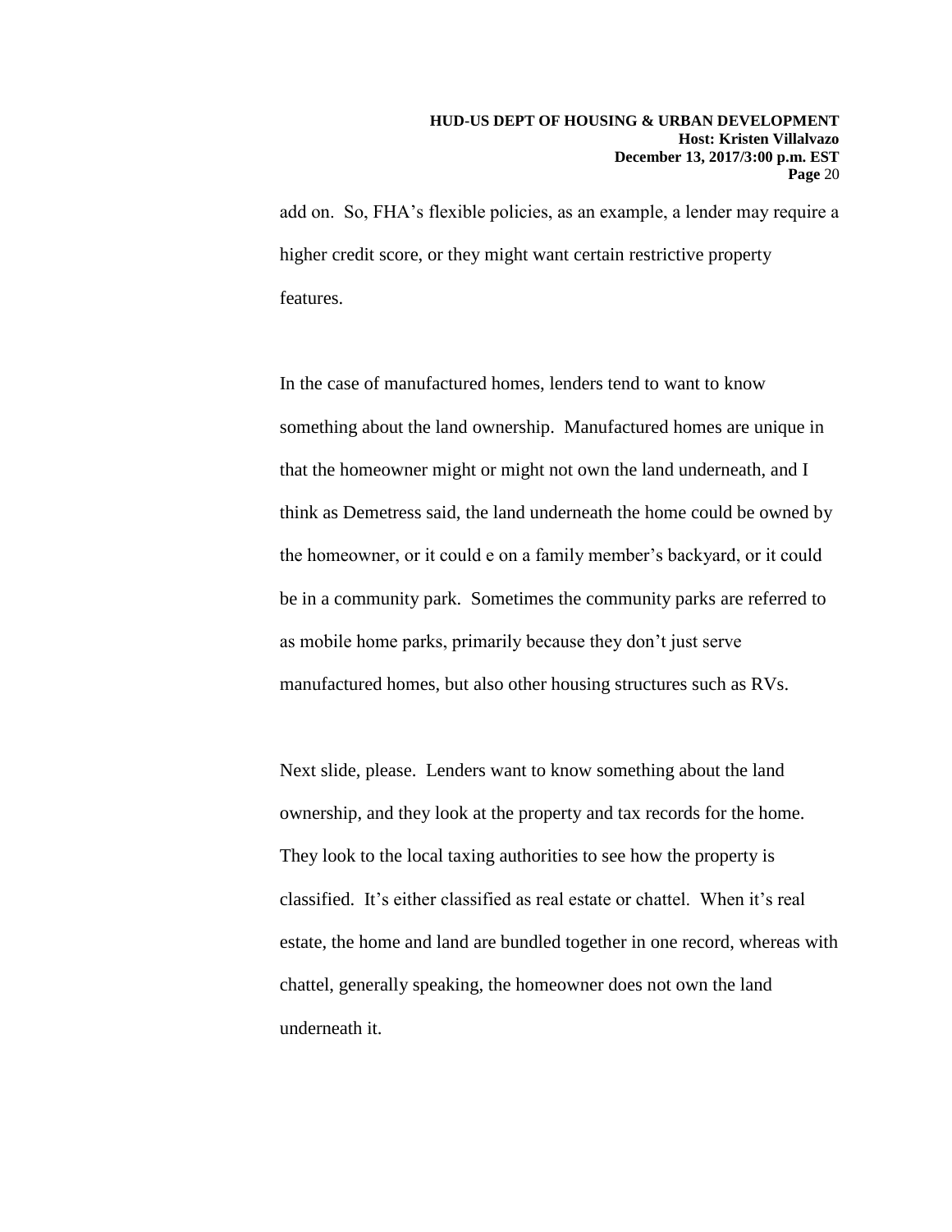add on. So, FHA's flexible policies, as an example, a lender may require a higher credit score, or they might want certain restrictive property features.

In the case of manufactured homes, lenders tend to want to know something about the land ownership. Manufactured homes are unique in that the homeowner might or might not own the land underneath, and I think as Demetress said, the land underneath the home could be owned by the homeowner, or it could e on a family member's backyard, or it could be in a community park. Sometimes the community parks are referred to as mobile home parks, primarily because they don't just serve manufactured homes, but also other housing structures such as RVs.

Next slide, please. Lenders want to know something about the land ownership, and they look at the property and tax records for the home. They look to the local taxing authorities to see how the property is classified. It's either classified as real estate or chattel. When it's real estate, the home and land are bundled together in one record, whereas with chattel, generally speaking, the homeowner does not own the land underneath it.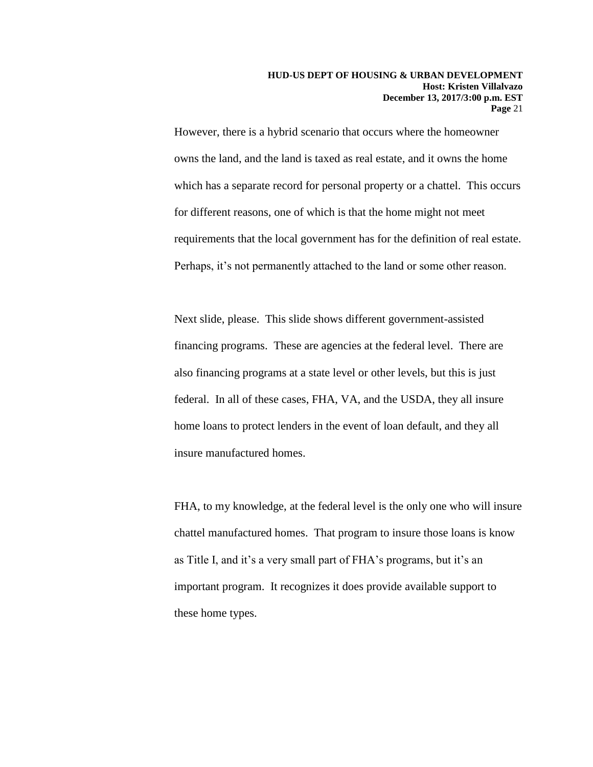However, there is a hybrid scenario that occurs where the homeowner owns the land, and the land is taxed as real estate, and it owns the home which has a separate record for personal property or a chattel. This occurs for different reasons, one of which is that the home might not meet requirements that the local government has for the definition of real estate. Perhaps, it's not permanently attached to the land or some other reason.

Next slide, please. This slide shows different government-assisted financing programs. These are agencies at the federal level. There are also financing programs at a state level or other levels, but this is just federal. In all of these cases, FHA, VA, and the USDA, they all insure home loans to protect lenders in the event of loan default, and they all insure manufactured homes.

FHA, to my knowledge, at the federal level is the only one who will insure chattel manufactured homes. That program to insure those loans is know as Title I, and it's a very small part of FHA's programs, but it's an important program. It recognizes it does provide available support to these home types.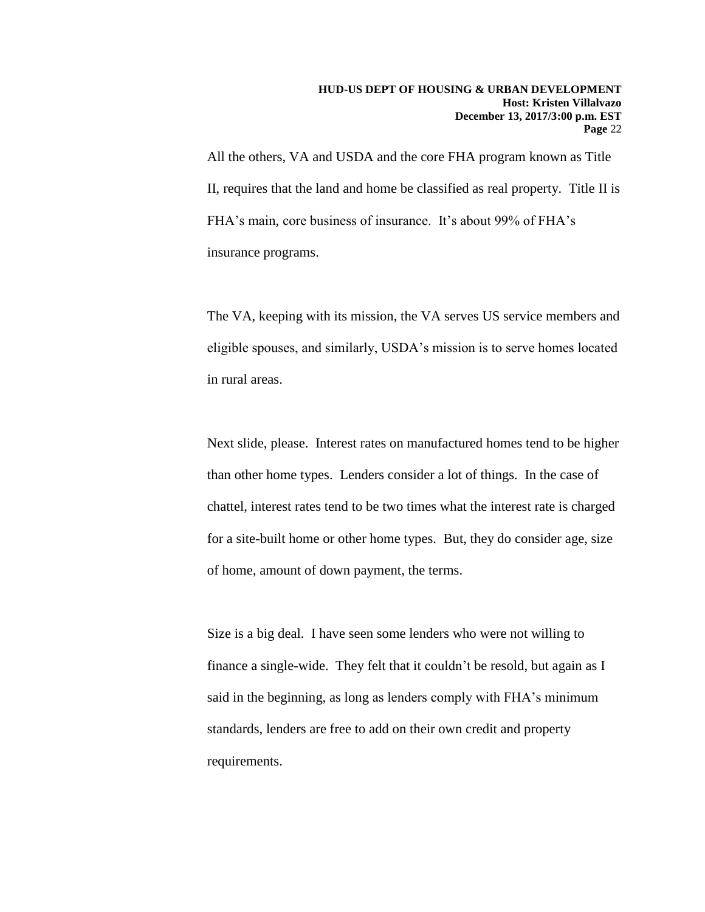All the others, VA and USDA and the core FHA program known as Title II, requires that the land and home be classified as real property. Title II is FHA's main, core business of insurance. It's about 99% of FHA's insurance programs.

The VA, keeping with its mission, the VA serves US service members and eligible spouses, and similarly, USDA's mission is to serve homes located in rural areas.

Next slide, please. Interest rates on manufactured homes tend to be higher than other home types. Lenders consider a lot of things. In the case of chattel, interest rates tend to be two times what the interest rate is charged for a site-built home or other home types. But, they do consider age, size of home, amount of down payment, the terms.

Size is a big deal. I have seen some lenders who were not willing to finance a single-wide. They felt that it couldn't be resold, but again as I said in the beginning, as long as lenders comply with FHA's minimum standards, lenders are free to add on their own credit and property requirements.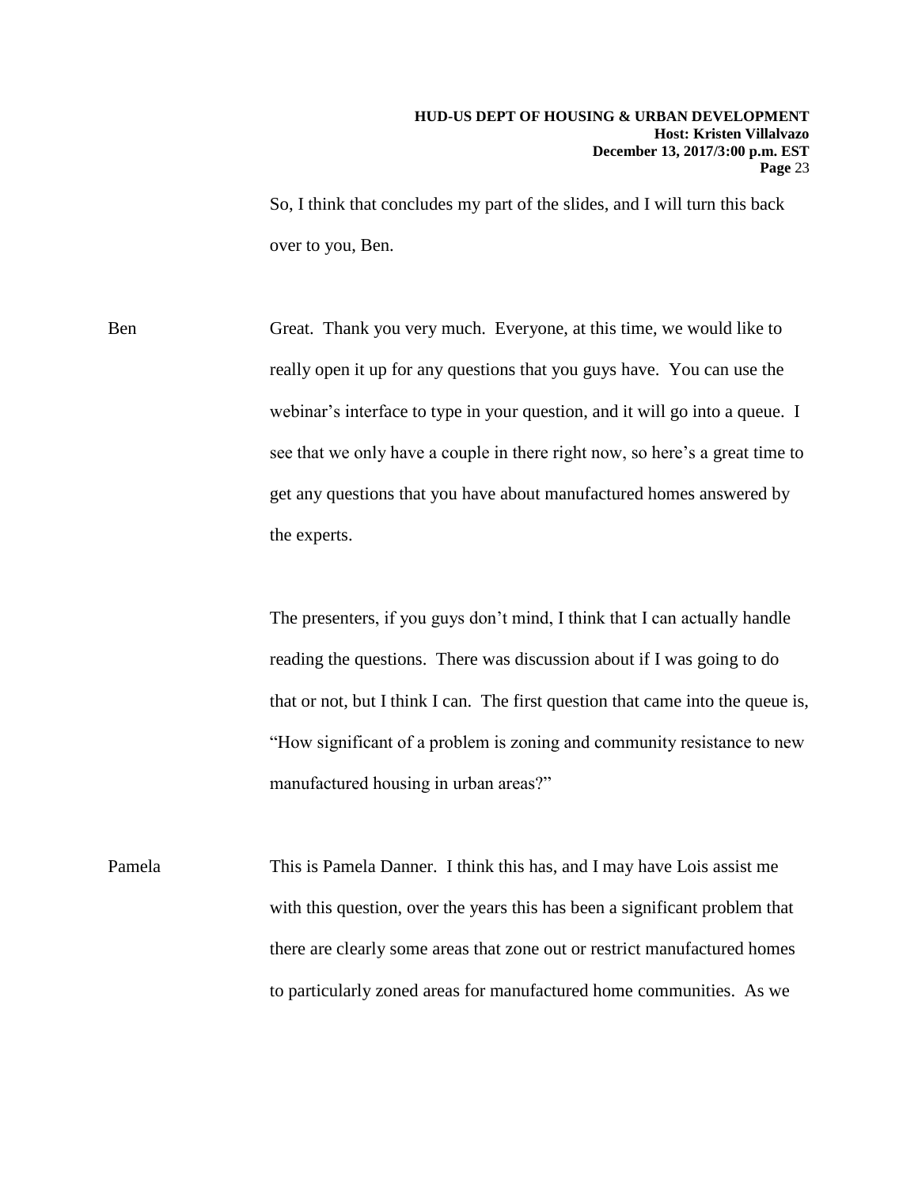So, I think that concludes my part of the slides, and I will turn this back over to you, Ben.

Ben Great. Thank you very much. Everyone, at this time, we would like to really open it up for any questions that you guys have. You can use the webinar's interface to type in your question, and it will go into a queue. I see that we only have a couple in there right now, so here's a great time to get any questions that you have about manufactured homes answered by the experts.

The presenters, if you guys don't mind, I think that I can actually handle reading the questions. There was discussion about if I was going to do that or not, but I think I can. The first question that came into the queue is, "How significant of a problem is zoning and community resistance to new manufactured housing in urban areas?"

Pamela This is Pamela Danner. I think this has, and I may have Lois assist me with this question, over the years this has been a significant problem that there are clearly some areas that zone out or restrict manufactured homes to particularly zoned areas for manufactured home communities. As we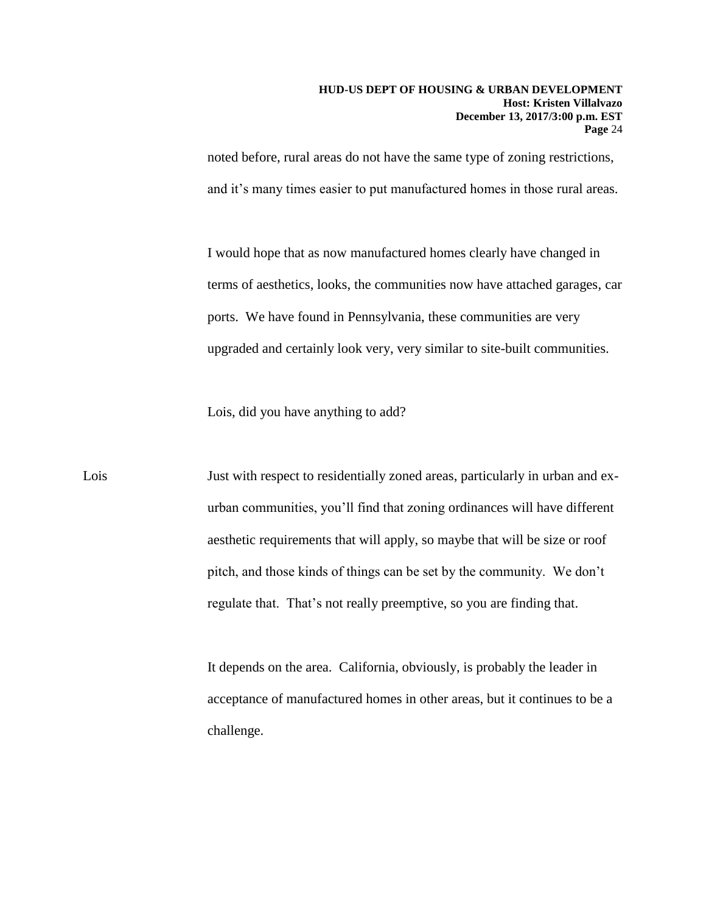noted before, rural areas do not have the same type of zoning restrictions, and it's many times easier to put manufactured homes in those rural areas.

I would hope that as now manufactured homes clearly have changed in terms of aesthetics, looks, the communities now have attached garages, car ports. We have found in Pennsylvania, these communities are very upgraded and certainly look very, very similar to site-built communities.

Lois, did you have anything to add?

Lois: Just with respect to residentially zoned areas, particularly in urban and ex-urban communities, you'll find that zoning ordinances will have different aesthetic requirements that will apply, so maybe that will be size or roof pitch, and those kinds of things can be set by the community. We don't regulate that. That's not really preemptive, so you are finding that.

It depends on the area. California, obviously, is probably the leader in acceptance of manufactured homes in other areas, but it continues to be a challenge.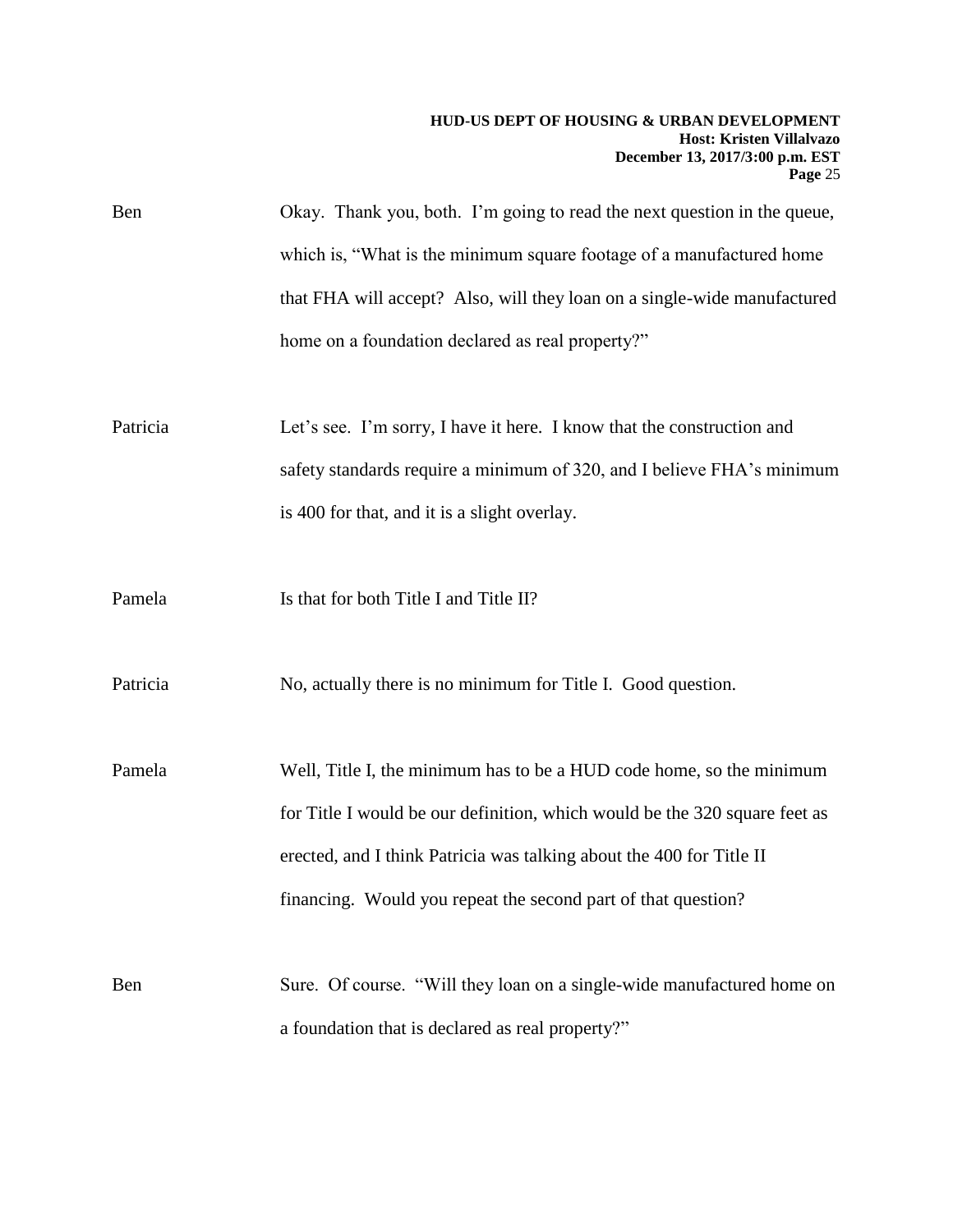Ben Okay. Thank you, both. I'm going to read the next question in the queue, which is, "What is the minimum square footage of a manufactured home that FHA will accept? Also, will they loan on a single-wide manufactured home on a foundation declared as real property?"

Patricia Let's see. I'm sorry, I have it here. I know that the construction and safety standards require a minimum of 320, and I believe FHA's minimum is 400 for that, and it is a slight overlay.

Pamela Is that for both Title I and Title II?

Patricia No, actually there is no minimum for Title I. Good question.

Pamela Well, Title I, the minimum has to be a HUD code home, so the minimum for Title I would be our definition, which would be the 320 square feet as erected, and I think Patricia was talking about the 400 for Title II financing. Would you repeat the second part of that question?

Ben Sure. Of course. "Will they loan on a single-wide manufactured home on a foundation that is declared as real property?"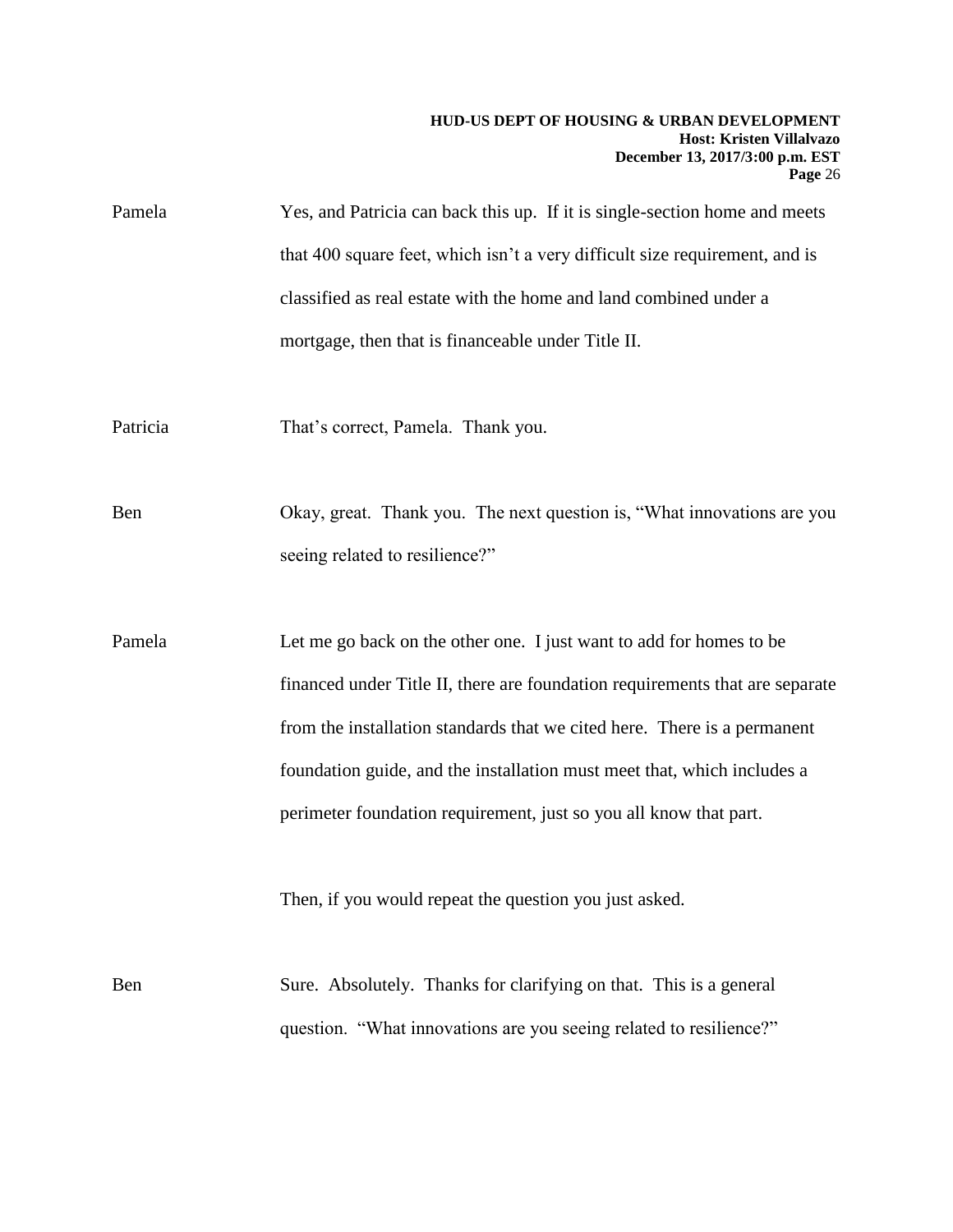Pamela Yes, and Patricia can back this up. If it is single-section home and meets that 400 square feet, which isn't a very difficult size requirement, and is classified as real estate with the home and land combined under a mortgage, then that is financeable under Title II.

Patricia That's correct, Pamela. Thank you.

Ben Okay, great. Thank you. The next question is, "What innovations are you seeing related to resilience?"

Pamela Let me go back on the other one. I just want to add for homes to be financed under Title II, there are foundation requirements that are separate from the installation standards that we cited here. There is a permanent foundation guide, and the installation must meet that, which includes a perimeter foundation requirement, just so you all know that part.

Then, if you would repeat the question you just asked.

Ben Sure. Absolutely. Thanks for clarifying on that. This is a general question. "What innovations are you seeing related to resilience?"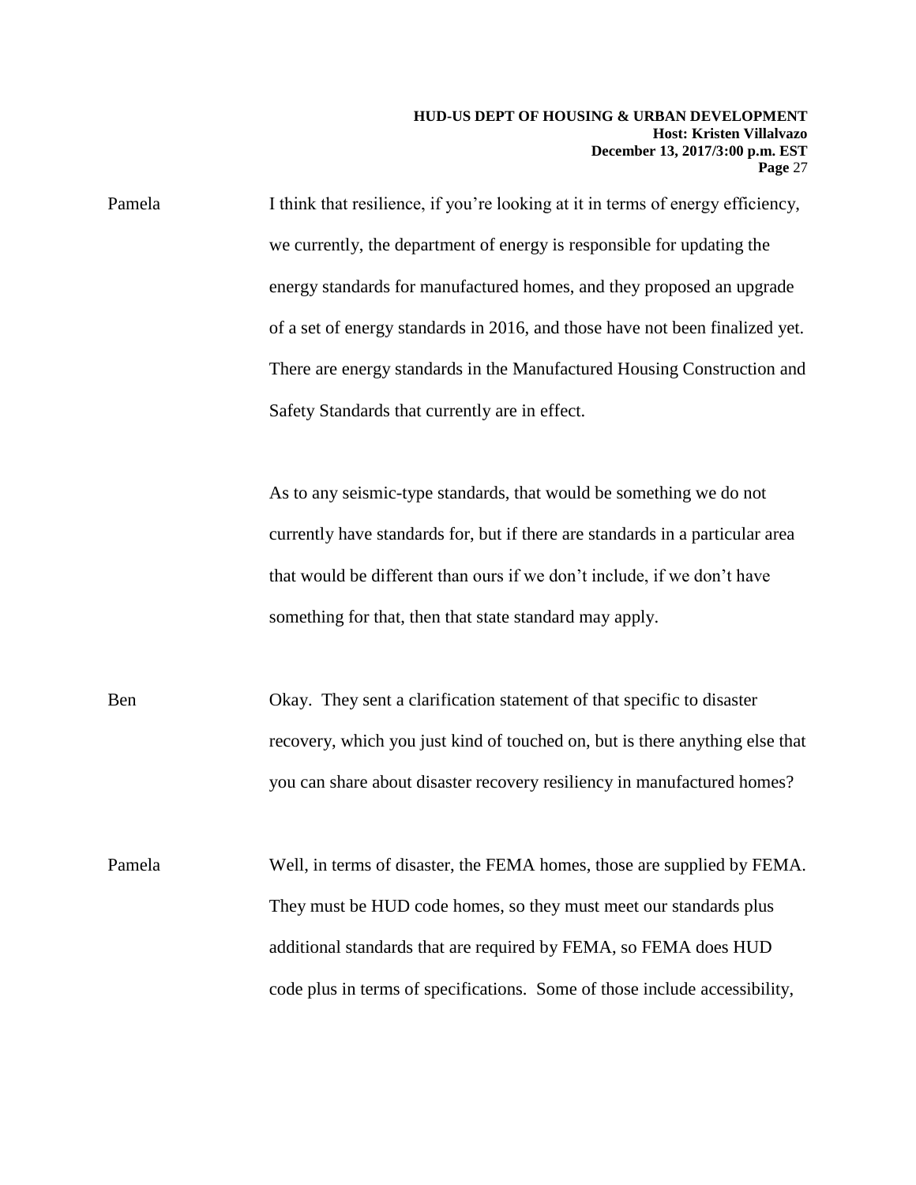Pamela I think that resilience, if you're looking at it in terms of energy efficiency, we currently, the department of energy is responsible for updating the energy standards for manufactured homes, and they proposed an upgrade of a set of energy standards in 2016, and those have not been finalized yet. There are energy standards in the Manufactured Housing Construction and Safety Standards that currently are in effect.

As to any seismic-type standards, that would be something we do not currently have standards for, but if there are standards in a particular area that would be different than ours if we don't include, if we don't have something for that, then that state standard may apply.

Ben Okay. They sent a clarification statement of that specific to disaster recovery, which you just kind of touched on, but is there anything else that you can share about disaster recovery resiliency in manufactured homes?

Pamela Well, in terms of disaster, the FEMA homes, those are supplied by FEMA. They must be HUD code homes, so they must meet our standards plus additional standards that are required by FEMA, so FEMA does HUD code plus in terms of specifications. Some of those include accessibility,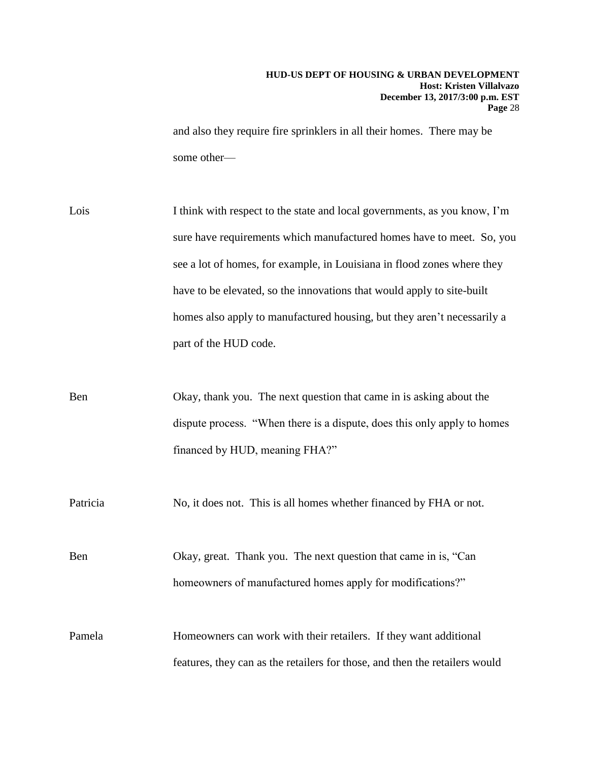and also they require fire sprinklers in all their homes. There may be some other—

Lois I think with respect to the state and local governments, as you know, I'm sure have requirements which manufactured homes have to meet. So, you see a lot of homes, for example, in Louisiana in flood zones where they have to be elevated, so the innovations that would apply to site-built homes also apply to manufactured housing, but they aren't necessarily a part of the HUD code.

Ben Okay, thank you. The next question that came in is asking about the dispute process. "When there is a dispute, does this only apply to homes financed by HUD, meaning FHA?"

Patricia No, it does not. This is all homes whether financed by FHA or not.

Ben Okay, great. Thank you. The next question that came in is, "Can homeowners of manufactured homes apply for modifications?"

Pamela Homeowners can work with their retailers. If they want additional features, they can as the retailers for those, and then the retailers would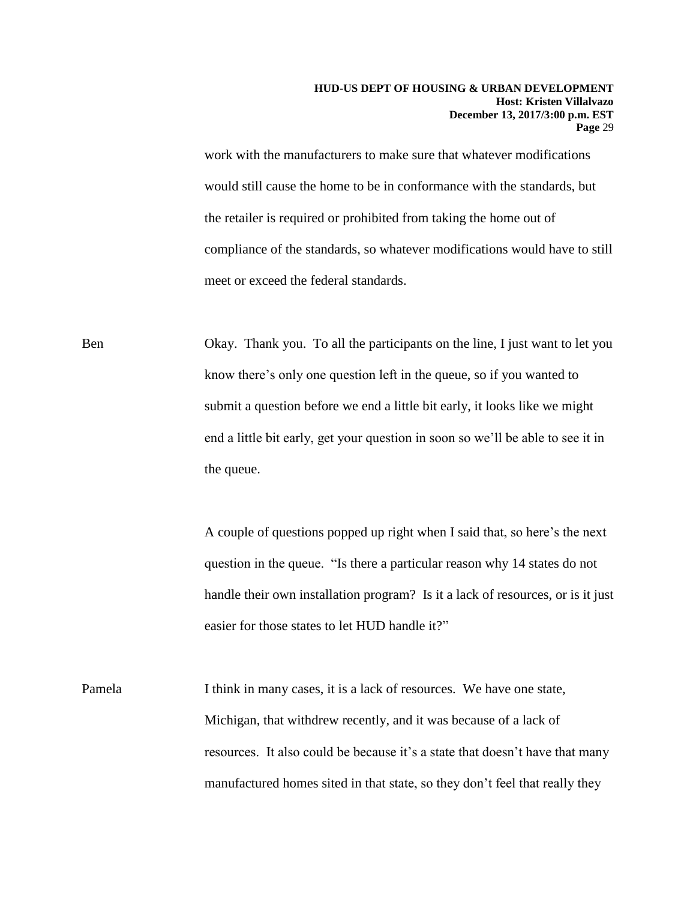work with the manufacturers to make sure that whatever modifications would still cause the home to be in conformance with the standards, but the retailer is required or prohibited from taking the home out of compliance of the standards, so whatever modifications would have to still meet or exceed the federal standards.

Ben Okay. Thank you. To all the participants on the line, I just want to let you know there's only one question left in the queue, so if you wanted to submit a question before we end a little bit early, it looks like we might end a little bit early, get your question in soon so we'll be able to see it in the queue.

A couple of questions popped up right when I said that, so here's the next question in the queue. "Is there a particular reason why 14 states do not handle their own installation program? Is it a lack of resources, or is it just easier for those states to let HUD handle it?"

Pamela I think in many cases, it is a lack of resources. We have one state, Michigan, that withdrew recently, and it was because of a lack of resources. It also could be because it's a state that doesn't have that many manufactured homes sited in that state, so they don't feel that really they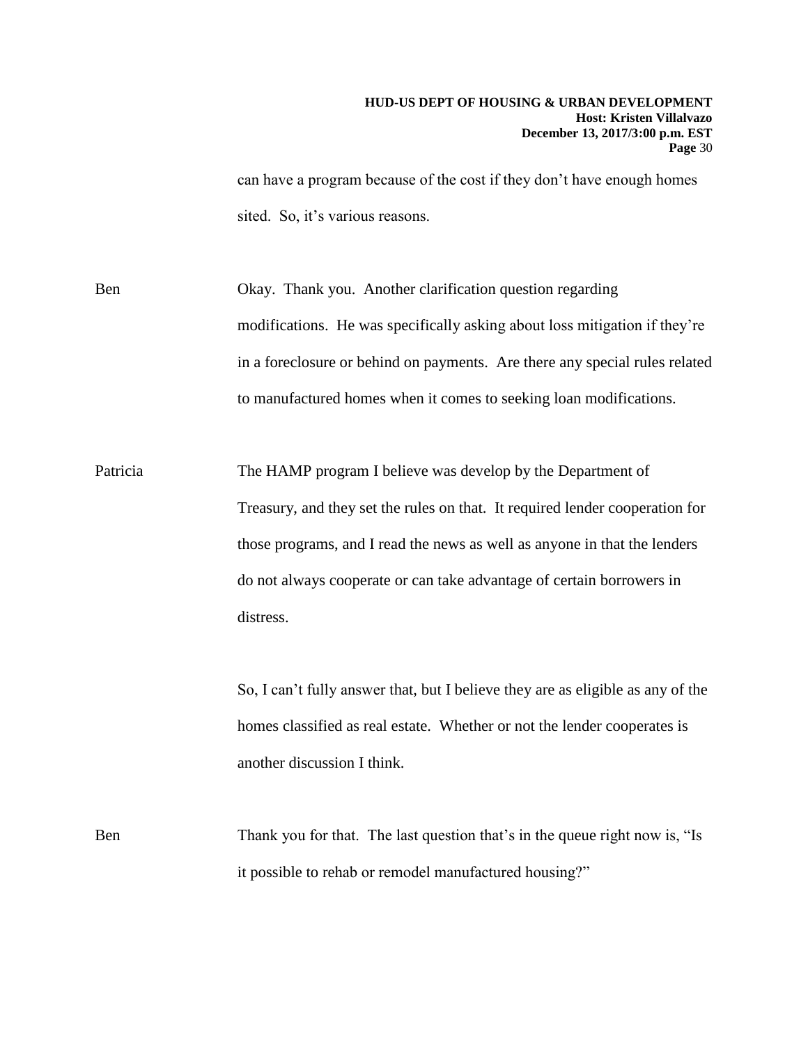can have a program because of the cost if they don't have enough homes sited. So, it's various reasons.

Ben Okay. Thank you. Another clarification question regarding modifications. He was specifically asking about loss mitigation if they're in a foreclosure or behind on payments. Are there any special rules related to manufactured homes when it comes to seeking loan modifications.

Patricia The HAMP program I believe was develop by the Department of Treasury, and they set the rules on that. It required lender cooperation for those programs, and I read the news as well as anyone in that the lenders do not always cooperate or can take advantage of certain borrowers in distress.

So, I can't fully answer that, but I believe they are as eligible as any of the homes classified as real estate. Whether or not the lender cooperates is another discussion I think.

Ben Thank you for that. The last question that's in the queue right now is, "Is it possible to rehab or remodel manufactured housing?"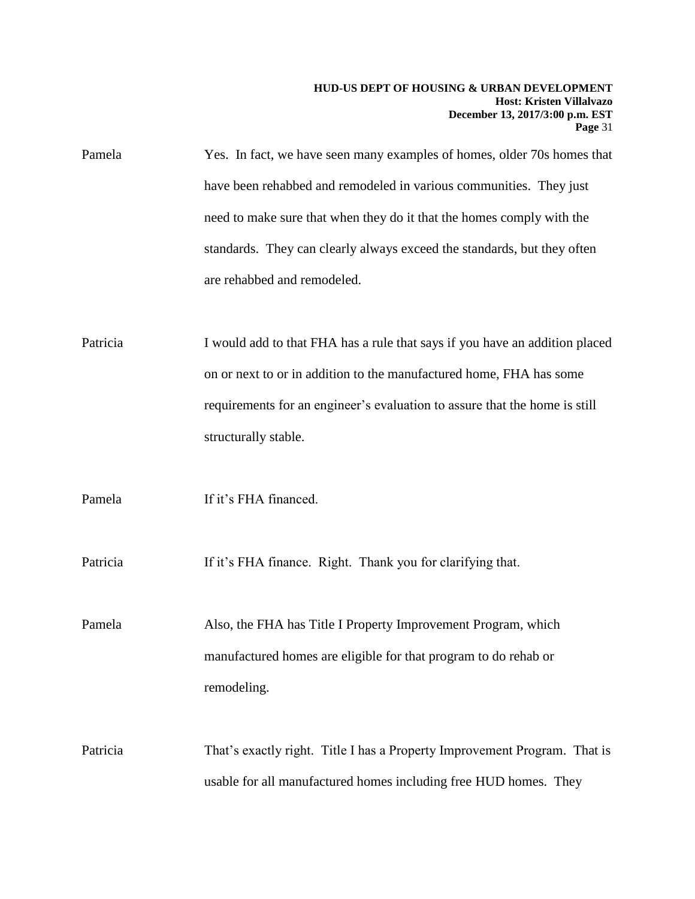Pamela Yes. In fact, we have seen many examples of homes, older 70s homes that have been rehabbed and remodeled in various communities. They just need to make sure that when they do it that the homes comply with the standards. They can clearly always exceed the standards, but they often are rehabbed and remodeled.

Patricia I would add to that FHA has a rule that says if you have an addition placed on or next to or in addition to the manufactured home, FHA has some requirements for an engineer's evaluation to assure that the home is still structurally stable.

Pamela If it's FHA financed.

Patricia If it's FHA finance. Right. Thank you for clarifying that.

Pamela Also, the FHA has Title I Property Improvement Program, which manufactured homes are eligible for that program to do rehab or remodeling.

Patricia That's exactly right. Title I has a Property Improvement Program. That is usable for all manufactured homes including free HUD homes. They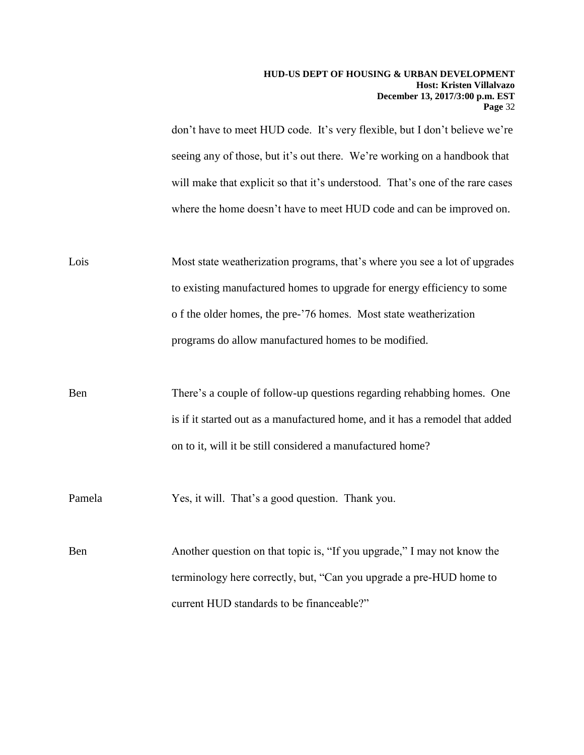don't have to meet HUD code. It's very flexible, but I don't believe we're seeing any of those, but it's out there. We're working on a handbook that will make that explicit so that it's understood. That's one of the rare cases where the home doesn't have to meet HUD code and can be improved on.

Lois Most state weatherization programs, that's where you see a lot of upgrades to existing manufactured homes to upgrade for energy efficiency to some o f the older homes, the pre-'76 homes. Most state weatherization programs do allow manufactured homes to be modified.

Ben There's a couple of follow-up questions regarding rehabbing homes. One is if it started out as a manufactured home, and it has a remodel that added on to it, will it be still considered a manufactured home?

Pamela Yes, it will. That's a good question. Thank you.

Ben Another question on that topic is, "If you upgrade," I may not know the terminology here correctly, but, "Can you upgrade a pre-HUD home to current HUD standards to be financeable?"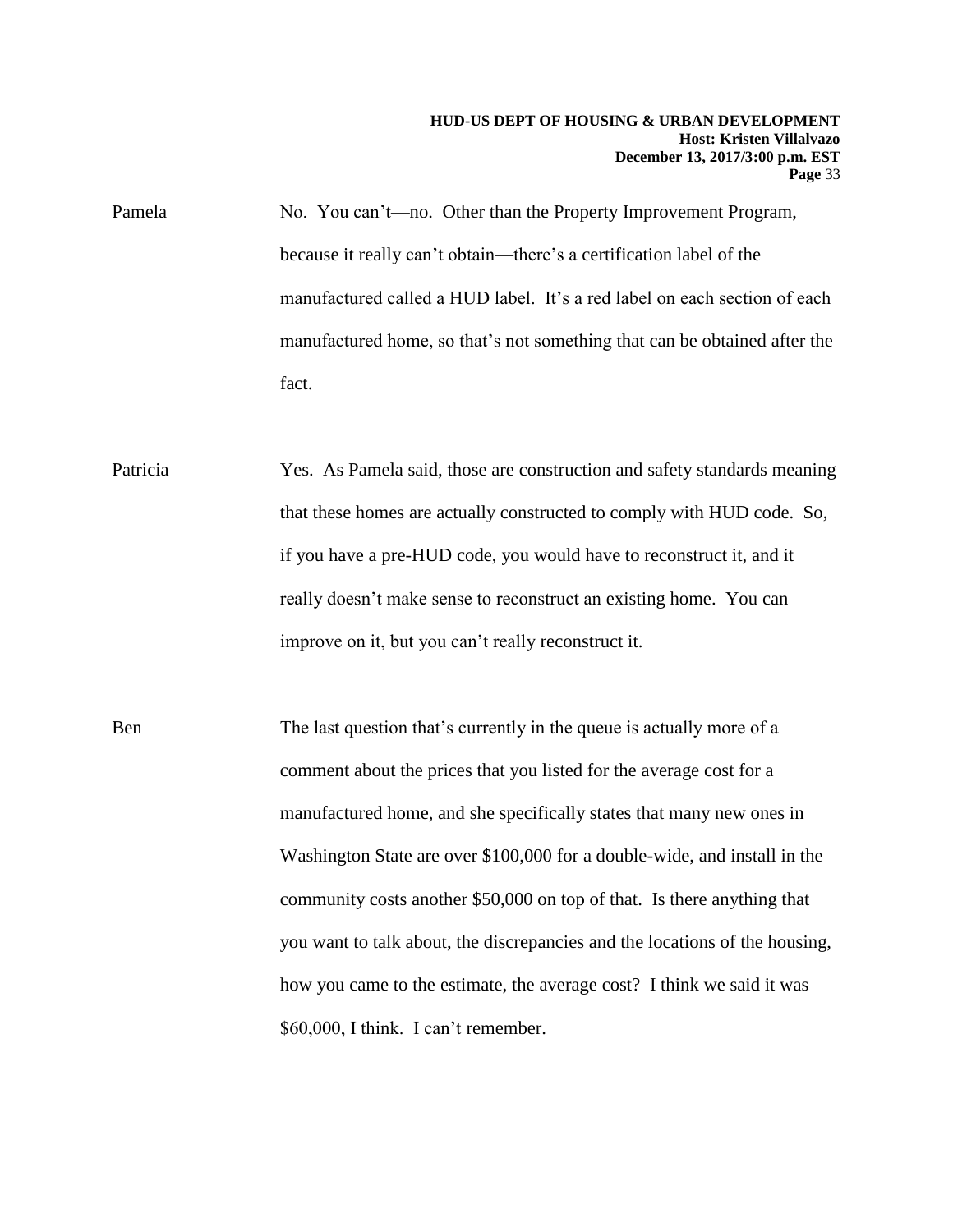Pamela No. You can't—no. Other than the Property Improvement Program, because it really can't obtain—there's a certification label of the manufactured called a HUD label. It's a red label on each section of each manufactured home, so that's not something that can be obtained after the fact.

Patricia Yes. As Pamela said, those are construction and safety standards meaning that these homes are actually constructed to comply with HUD code. So, if you have a pre-HUD code, you would have to reconstruct it, and it really doesn't make sense to reconstruct an existing home. You can improve on it, but you can't really reconstruct it.

Ben The last question that's currently in the queue is actually more of a comment about the prices that you listed for the average cost for a manufactured home, and she specifically states that many new ones in Washington State are over $100,000 for a double-wide, and install in the community costs another $50,000 on top of that. Is there anything that you want to talk about, the discrepancies and the locations of the housing, how you came to the estimate, the average cost? I think we said it was $60,000, I think. I can't remember.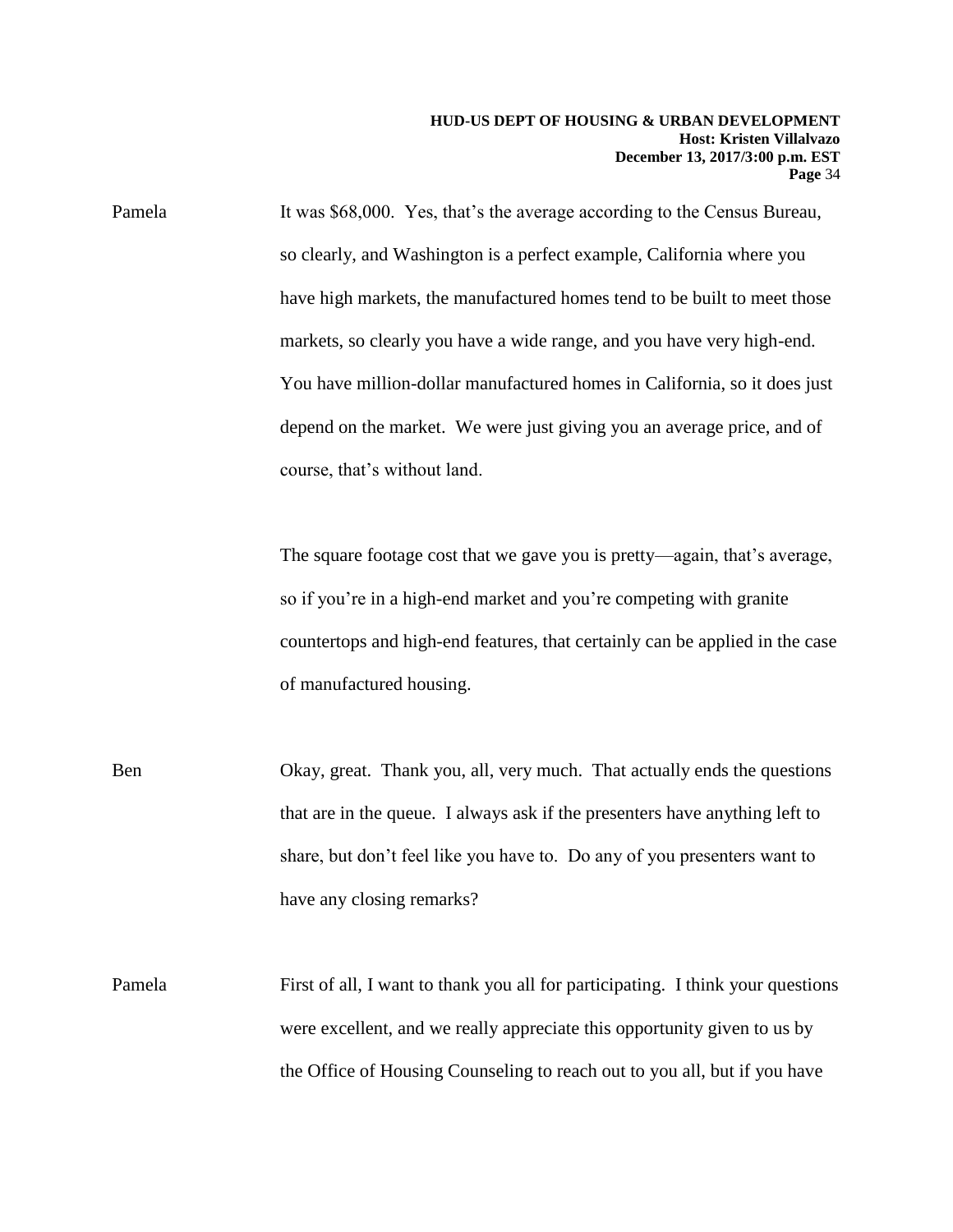Pamela It was $68,000. Yes, that's the average according to the Census Bureau, so clearly, and Washington is a perfect example, California where you have high markets, the manufactured homes tend to be built to meet those markets, so clearly you have a wide range, and you have very high-end. You have million-dollar manufactured homes in California, so it does just depend on the market. We were just giving you an average price, and of course, that's without land.

The square footage cost that we gave you is pretty—again, that's average, so if you're in a high-end market and you're competing with granite countertops and high-end features, that certainly can be applied in the case of manufactured housing.

Ben Okay, great. Thank you, all, very much. That actually ends the questions that are in the queue. I always ask if the presenters have anything left to share, but don't feel like you have to. Do any of you presenters want to have any closing remarks?

Pamela First of all, I want to thank you all for participating. I think your questions were excellent, and we really appreciate this opportunity given to us by the Office of Housing Counseling to reach out to you all, but if you have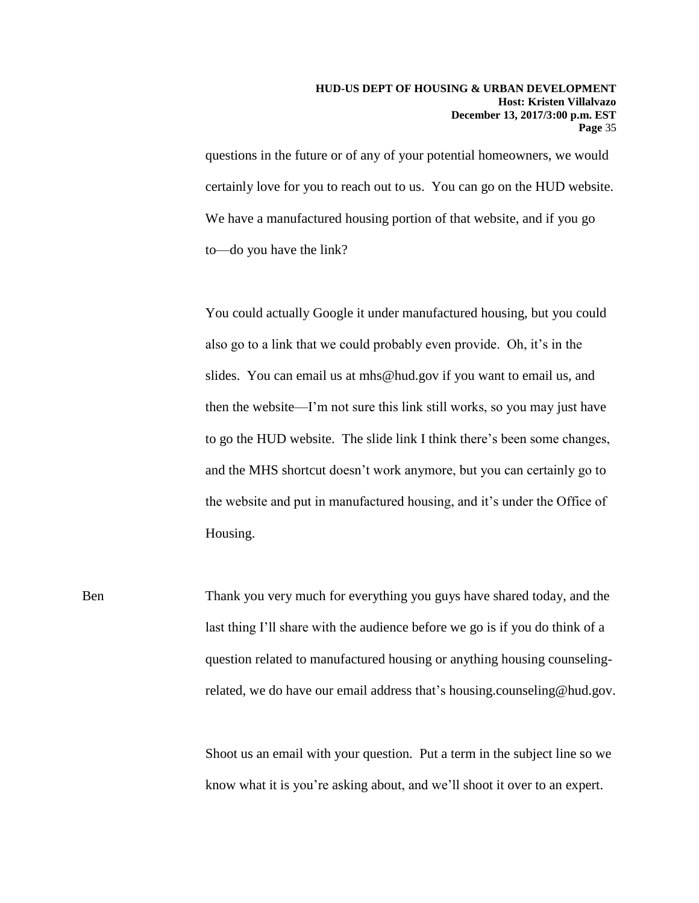questions in the future or of any of your potential homeowners, we would certainly love for you to reach out to us. You can go on the HUD website. We have a manufactured housing portion of that website, and if you go to—do you have the link?

You could actually Google it under manufactured housing, but you could also go to a link that we could probably even provide. Oh, it's in the slides. You can email us at mhs@hud.gov if you want to email us, and then the website—I'm not sure this link still works, so you may just have to go the HUD website. The slide link I think there's been some changes, and the MHS shortcut doesn't work anymore, but you can certainly go to the website and put in manufactured housing, and it's under the Office of Housing.

Ben: Thank you very much for everything you guys have shared today, and the last thing I'll share with the audience before we go is if you do think of a question related to manufactured housing or anything housing counseling-related, we do have our email address that's housing.counseling@hud.gov.

Shoot us an email with your question. Put a term in the subject line so we know what it is you're asking about, and we'll shoot it over to an expert.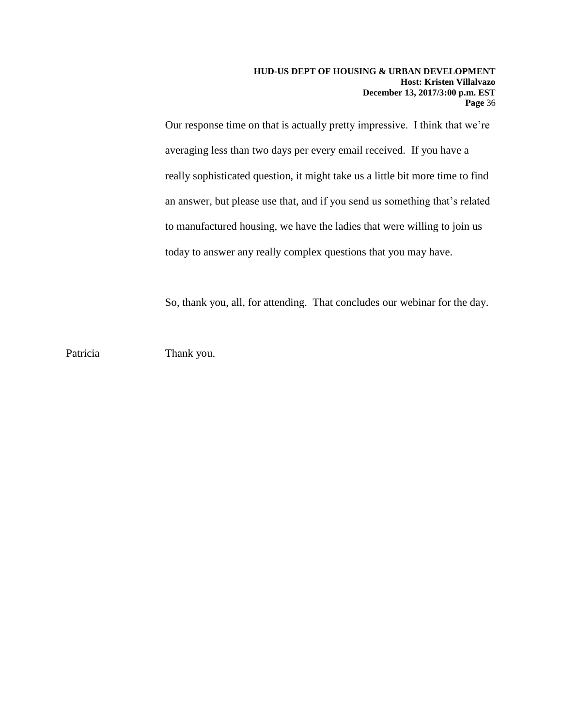Our response time on that is actually pretty impressive. I think that we're averaging less than two days per every email received. If you have a really sophisticated question, it might take us a little bit more time to find an answer, but please use that, and if you send us something that's related to manufactured housing, we have the ladies that were willing to join us today to answer any really complex questions that you may have.

So, thank you, all, for attending. That concludes our webinar for the day.

Patricia Thank you.